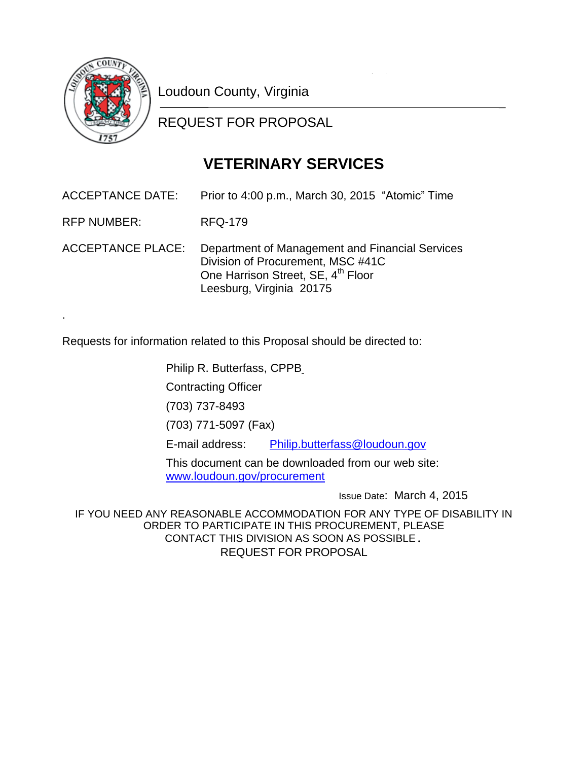Loudoun County, Virginia

REQUEST FOR PROPOSAL

# VETERINARY SERVICES

ACCEPTANCE DATE: Prior to 4:00 p.m., March 30, 2015 "Atomic" Time

RFP NUMBER: RFQ-179

ACCEPTANCE PLACE: Department of Management and Financial Services
Division of Procurement, MSC #41C
One Harrison Street, SE, 4th Floor
Leesburg, Virginia 20175

.

Requests for information related to this Proposal should be directed to:

Philip R. Butterfass, CPPB

Contracting Officer

(703) 737-8493

(703) 771-5097 (Fax)

E-mail address: Philip.butterfass@loudoun.gov

This document can be downloaded from our web site: www.loudoun.gov/procurement

Issue Date: March 4, 2015

IF YOU NEED ANY REASONABLE ACCOMMODATION FOR ANY TYPE OF DISABILITY IN ORDER TO PARTICIPATE IN THIS PROCUREMENT, PLEASE CONTACT THIS DIVISION AS SOON AS POSSIBLE.

REQUEST FOR PROPOSAL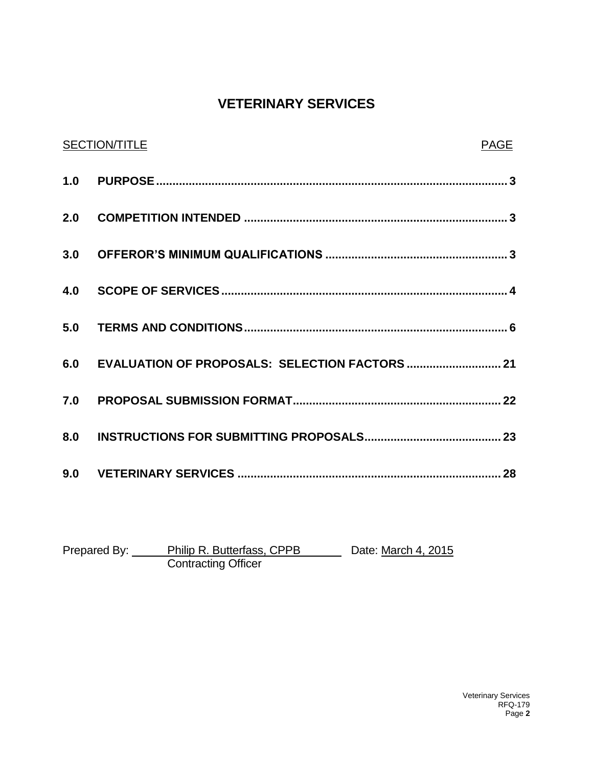# VETERINARY SERVICES

| SECTION/TITLE | | PAGE |
|---|---|---|
| **1.0** | **PURPOSE** | **3** |
| **2.0** | **COMPETITION INTENDED** | **3** |
| **3.0** | **OFFEROR'S MINIMUM QUALIFICATIONS** | **3** |
| **4.0** | **SCOPE OF SERVICES** | **4** |
| **5.0** | **TERMS AND CONDITIONS** | **6** |
| **6.0** | **EVALUATION OF PROPOSALS: SELECTION FACTORS** | **21** |
| **7.0** | **PROPOSAL SUBMISSION FORMAT** | **22** |
| **8.0** | **INSTRUCTIONS FOR SUBMITTING PROPOSALS** | **23** |
| **9.0** | **VETERINARY SERVICES** | **28** |

Prepared By: Philip R. Butterfass, CPPB
Contracting Officer

Date: March 4, 2015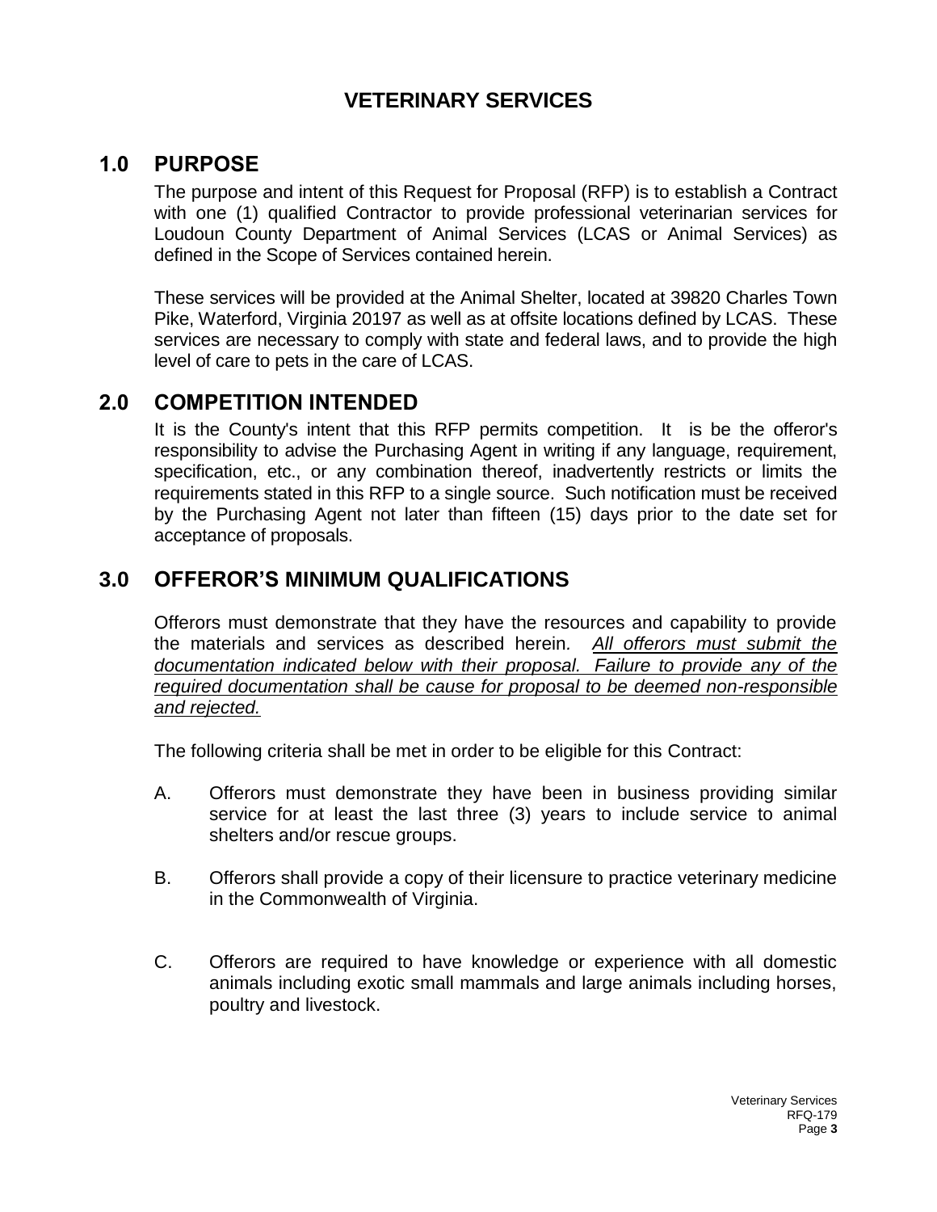# VETERINARY SERVICES

## 1.0 PURPOSE

The purpose and intent of this Request for Proposal (RFP) is to establish a Contract with one (1) qualified Contractor to provide professional veterinarian services for Loudoun County Department of Animal Services (LCAS or Animal Services) as defined in the Scope of Services contained herein.

These services will be provided at the Animal Shelter, located at 39820 Charles Town Pike, Waterford, Virginia 20197 as well as at offsite locations defined by LCAS. These services are necessary to comply with state and federal laws, and to provide the high level of care to pets in the care of LCAS.

## 2.0 COMPETITION INTENDED

It is the County's intent that this RFP permits competition. It is be the offeror's responsibility to advise the Purchasing Agent in writing if any language, requirement, specification, etc., or any combination thereof, inadvertently restricts or limits the requirements stated in this RFP to a single source. Such notification must be received by the Purchasing Agent not later than fifteen (15) days prior to the date set for acceptance of proposals.

## 3.0 OFFEROR'S MINIMUM QUALIFICATIONS

Offerors must demonstrate that they have the resources and capability to provide the materials and services as described herein. *All offerors must submit the documentation indicated below with their proposal. Failure to provide any of the required documentation shall be cause for proposal to be deemed non-responsible and rejected.*

The following criteria shall be met in order to be eligible for this Contract:

A. Offerors must demonstrate they have been in business providing similar service for at least the last three (3) years to include service to animal shelters and/or rescue groups.

B. Offerors shall provide a copy of their licensure to practice veterinary medicine in the Commonwealth of Virginia.

C. Offerors are required to have knowledge or experience with all domestic animals including exotic small mammals and large animals including horses, poultry and livestock.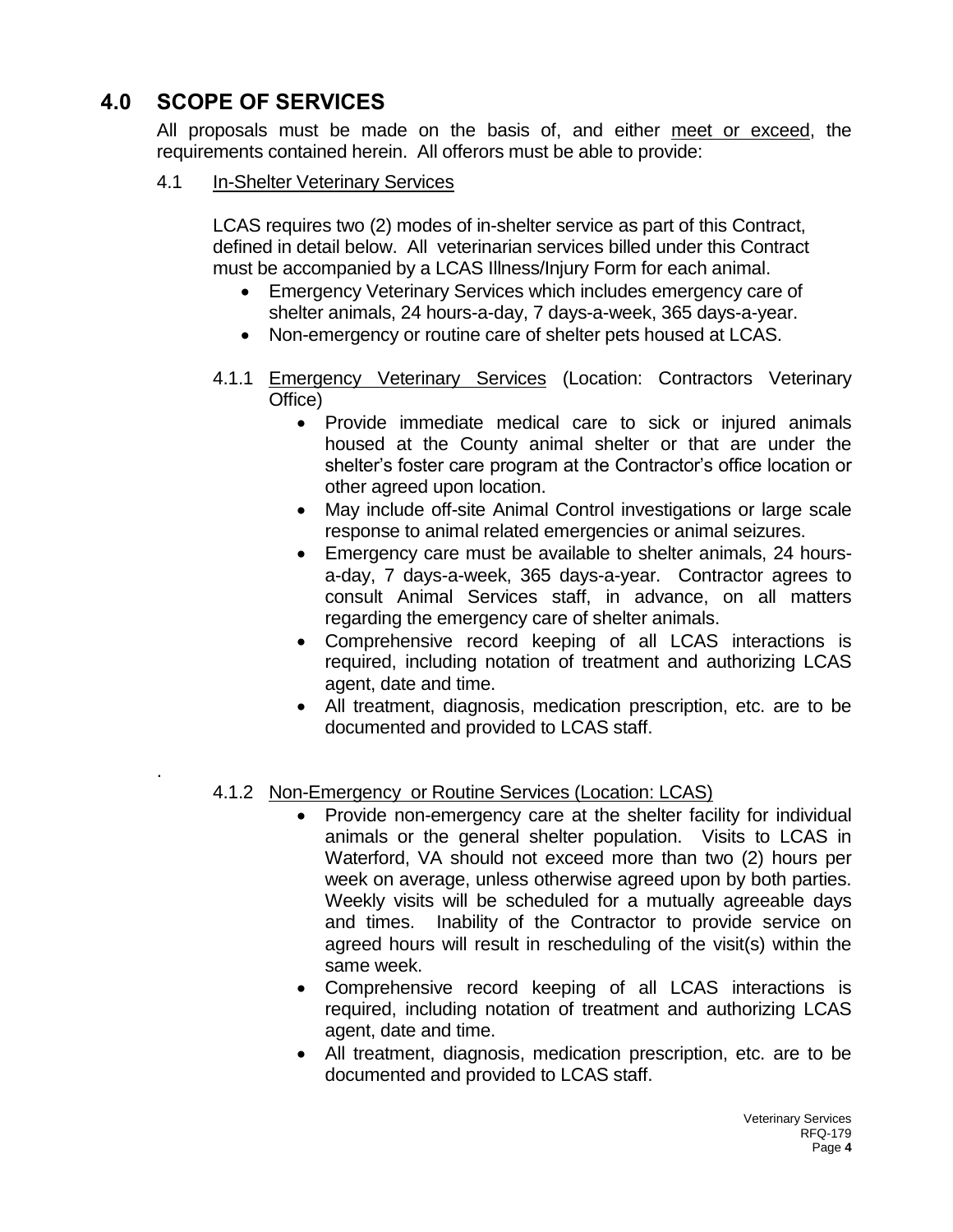## 4.0 SCOPE OF SERVICES

All proposals must be made on the basis of, and either meet or exceed, the requirements contained herein. All offerors must be able to provide:

### 4.1 In-Shelter Veterinary Services

LCAS requires two (2) modes of in-shelter service as part of this Contract, defined in detail below. All veterinarian services billed under this Contract must be accompanied by a LCAS Illness/Injury Form for each animal.

- Emergency Veterinary Services which includes emergency care of shelter animals, 24 hours-a-day, 7 days-a-week, 365 days-a-year.
- Non-emergency or routine care of shelter pets housed at LCAS.

#### 4.1.1 Emergency Veterinary Services (Location: Contractors Veterinary Office)

- Provide immediate medical care to sick or injured animals housed at the County animal shelter or that are under the shelter's foster care program at the Contractor's office location or other agreed upon location.
- May include off-site Animal Control investigations or large scale response to animal related emergencies or animal seizures.
- Emergency care must be available to shelter animals, 24 hours-a-day, 7 days-a-week, 365 days-a-year. Contractor agrees to consult Animal Services staff, in advance, on all matters regarding the emergency care of shelter animals.
- Comprehensive record keeping of all LCAS interactions is required, including notation of treatment and authorizing LCAS agent, date and time.
- All treatment, diagnosis, medication prescription, etc. are to be documented and provided to LCAS staff.

#### 4.1.2 Non-Emergency or Routine Services (Location: LCAS)

- Provide non-emergency care at the shelter facility for individual animals or the general shelter population. Visits to LCAS in Waterford, VA should not exceed more than two (2) hours per week on average, unless otherwise agreed upon by both parties. Weekly visits will be scheduled for a mutually agreeable days and times. Inability of the Contractor to provide service on agreed hours will result in rescheduling of the visit(s) within the same week.
- Comprehensive record keeping of all LCAS interactions is required, including notation of treatment and authorizing LCAS agent, date and time.
- All treatment, diagnosis, medication prescription, etc. are to be documented and provided to LCAS staff.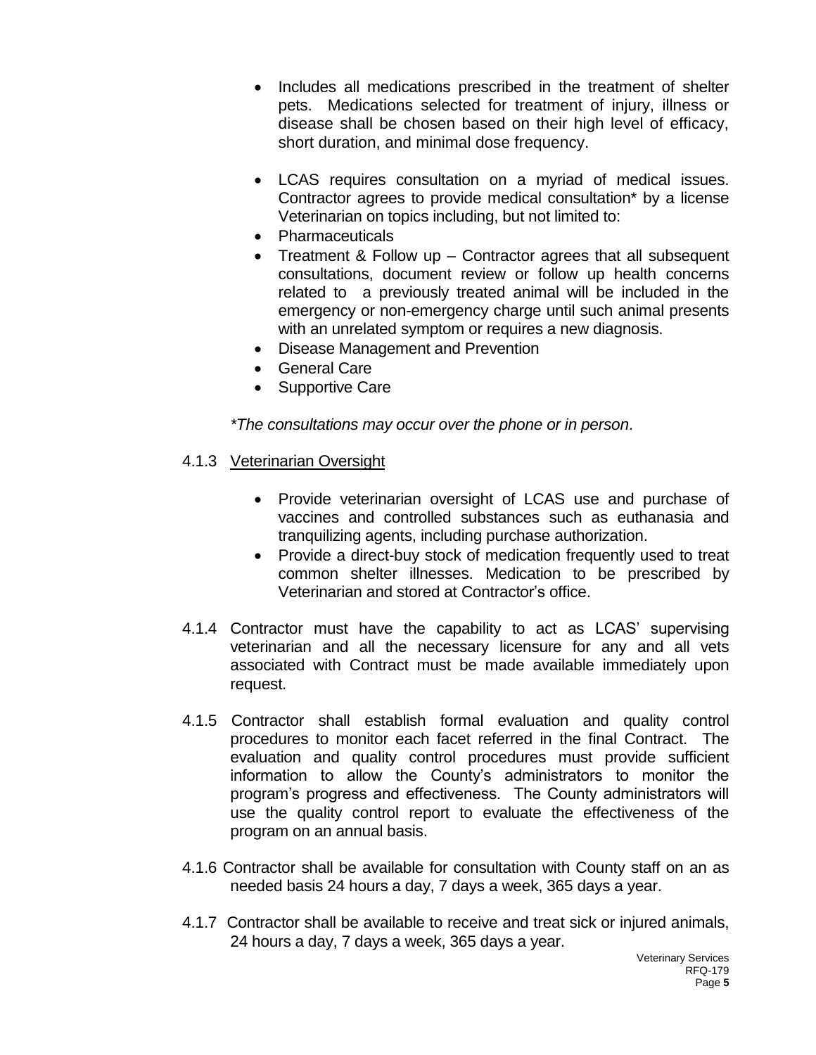- Includes all medications prescribed in the treatment of shelter pets. Medications selected for treatment of injury, illness or disease shall be chosen based on their high level of efficacy, short duration, and minimal dose frequency.

- LCAS requires consultation on a myriad of medical issues. Contractor agrees to provide medical consultation* by a license Veterinarian on topics including, but not limited to:
- Pharmaceuticals
- Treatment & Follow up – Contractor agrees that all subsequent consultations, document review or follow up health concerns related to a previously treated animal will be included in the emergency or non-emergency charge until such animal presents with an unrelated symptom or requires a new diagnosis.
- Disease Management and Prevention
- General Care
- Supportive Care

*\*The consultations may occur over the phone or in person*.

4.1.3 <u>Veterinarian Oversight</u>

- Provide veterinarian oversight of LCAS use and purchase of vaccines and controlled substances such as euthanasia and tranquilizing agents, including purchase authorization.
- Provide a direct-buy stock of medication frequently used to treat common shelter illnesses. Medication to be prescribed by Veterinarian and stored at Contractor's office.

4.1.4 Contractor must have the capability to act as LCAS' supervising veterinarian and all the necessary licensure for any and all vets associated with Contract must be made available immediately upon request.

4.1.5 Contractor shall establish formal evaluation and quality control procedures to monitor each facet referred in the final Contract. The evaluation and quality control procedures must provide sufficient information to allow the County's administrators to monitor the program's progress and effectiveness. The County administrators will use the quality control report to evaluate the effectiveness of the program on an annual basis.

4.1.6 Contractor shall be available for consultation with County staff on an as needed basis 24 hours a day, 7 days a week, 365 days a year.

4.1.7 Contractor shall be available to receive and treat sick or injured animals, 24 hours a day, 7 days a week, 365 days a year.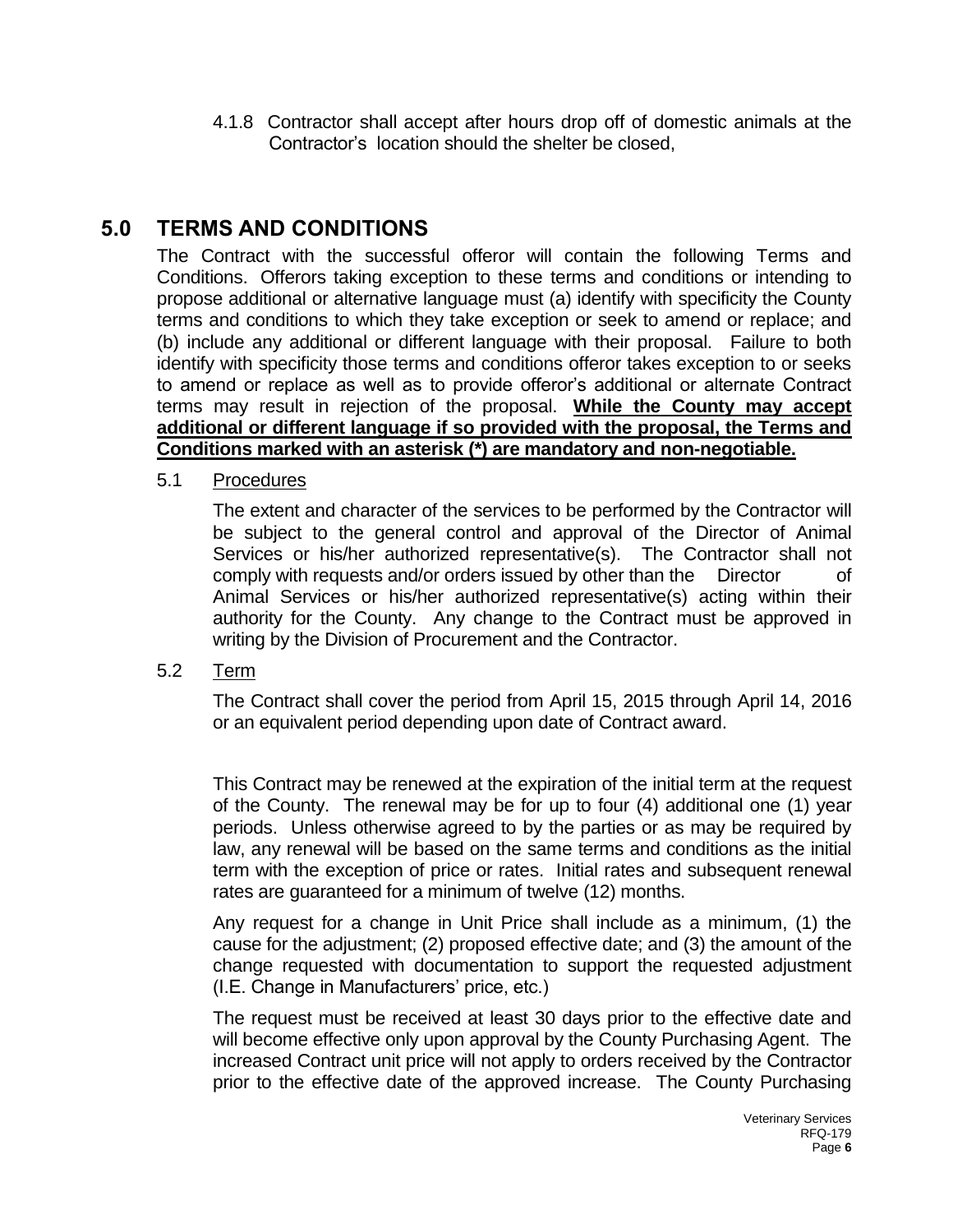4.1.8 Contractor shall accept after hours drop off of domestic animals at the Contractor's location should the shelter be closed,

## 5.0 TERMS AND CONDITIONS

The Contract with the successful offeror will contain the following Terms and Conditions. Offerors taking exception to these terms and conditions or intending to propose additional or alternative language must (a) identify with specificity the County terms and conditions to which they take exception or seek to amend or replace; and (b) include any additional or different language with their proposal. Failure to both identify with specificity those terms and conditions offeror takes exception to or seeks to amend or replace as well as to provide offeror's additional or alternate Contract terms may result in rejection of the proposal. **While the County may accept additional or different language if so provided with the proposal, the Terms and Conditions marked with an asterisk (*) are mandatory and non-negotiable.**

5.1 Procedures

The extent and character of the services to be performed by the Contractor will be subject to the general control and approval of the Director of Animal Services or his/her authorized representative(s). The Contractor shall not comply with requests and/or orders issued by other than the Director of Animal Services or his/her authorized representative(s) acting within their authority for the County. Any change to the Contract must be approved in writing by the Division of Procurement and the Contractor.

5.2 Term

The Contract shall cover the period from April 15, 2015 through April 14, 2016 or an equivalent period depending upon date of Contract award.

This Contract may be renewed at the expiration of the initial term at the request of the County. The renewal may be for up to four (4) additional one (1) year periods. Unless otherwise agreed to by the parties or as may be required by law, any renewal will be based on the same terms and conditions as the initial term with the exception of price or rates. Initial rates and subsequent renewal rates are guaranteed for a minimum of twelve (12) months.

Any request for a change in Unit Price shall include as a minimum, (1) the cause for the adjustment; (2) proposed effective date; and (3) the amount of the change requested with documentation to support the requested adjustment (I.E. Change in Manufacturers' price, etc.)

The request must be received at least 30 days prior to the effective date and will become effective only upon approval by the County Purchasing Agent. The increased Contract unit price will not apply to orders received by the Contractor prior to the effective date of the approved increase. The County Purchasing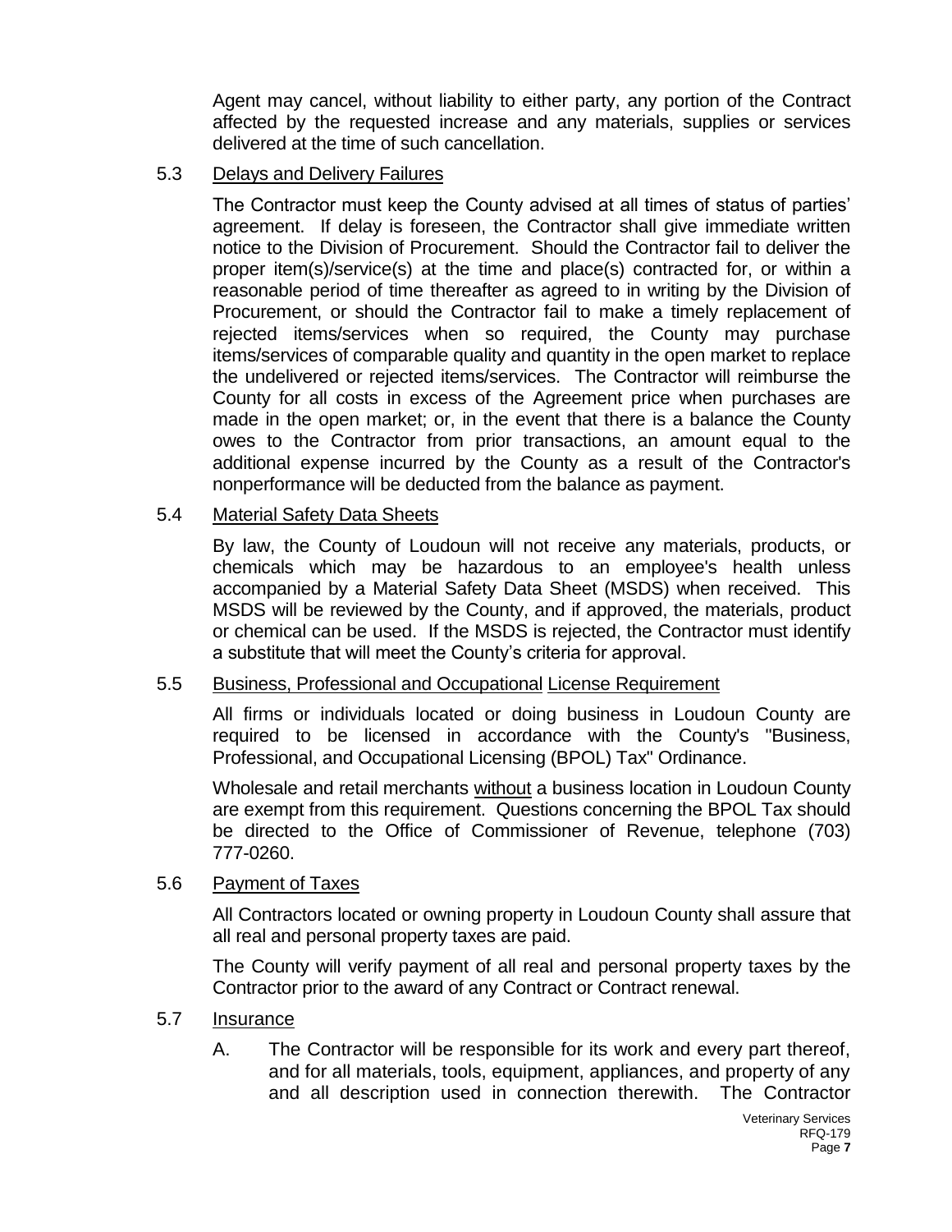Agent may cancel, without liability to either party, any portion of the Contract affected by the requested increase and any materials, supplies or services delivered at the time of such cancellation.

### 5.3 Delays and Delivery Failures

The Contractor must keep the County advised at all times of status of parties' agreement. If delay is foreseen, the Contractor shall give immediate written notice to the Division of Procurement. Should the Contractor fail to deliver the proper item(s)/service(s) at the time and place(s) contracted for, or within a reasonable period of time thereafter as agreed to in writing by the Division of Procurement, or should the Contractor fail to make a timely replacement of rejected items/services when so required, the County may purchase items/services of comparable quality and quantity in the open market to replace the undelivered or rejected items/services. The Contractor will reimburse the County for all costs in excess of the Agreement price when purchases are made in the open market; or, in the event that there is a balance the County owes to the Contractor from prior transactions, an amount equal to the additional expense incurred by the County as a result of the Contractor's nonperformance will be deducted from the balance as payment.

### 5.4 Material Safety Data Sheets

By law, the County of Loudoun will not receive any materials, products, or chemicals which may be hazardous to an employee's health unless accompanied by a Material Safety Data Sheet (MSDS) when received. This MSDS will be reviewed by the County, and if approved, the materials, product or chemical can be used. If the MSDS is rejected, the Contractor must identify a substitute that will meet the County's criteria for approval.

### 5.5 Business, Professional and Occupational License Requirement

All firms or individuals located or doing business in Loudoun County are required to be licensed in accordance with the County's "Business, Professional, and Occupational Licensing (BPOL) Tax" Ordinance.

Wholesale and retail merchants without a business location in Loudoun County are exempt from this requirement. Questions concerning the BPOL Tax should be directed to the Office of Commissioner of Revenue, telephone (703) 777-0260.

### 5.6 Payment of Taxes

All Contractors located or owning property in Loudoun County shall assure that all real and personal property taxes are paid.

The County will verify payment of all real and personal property taxes by the Contractor prior to the award of any Contract or Contract renewal.

### 5.7 Insurance

A. The Contractor will be responsible for its work and every part thereof, and for all materials, tools, equipment, appliances, and property of any and all description used in connection therewith. The Contractor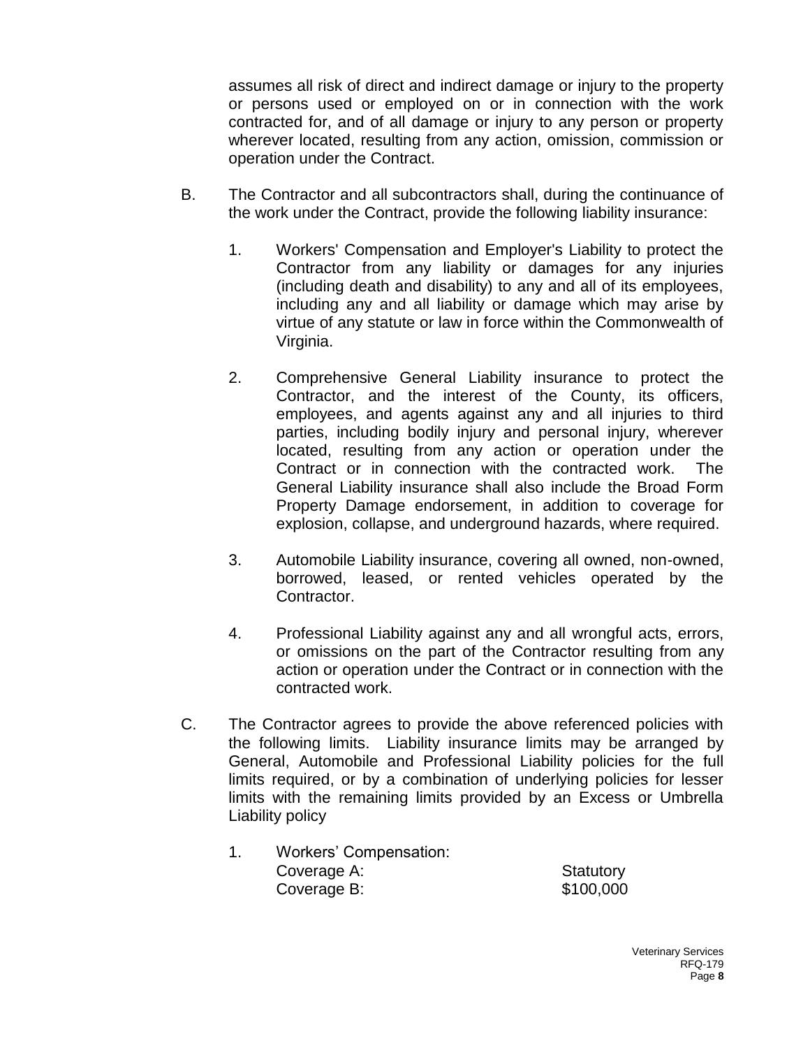assumes all risk of direct and indirect damage or injury to the property or persons used or employed on or in connection with the work contracted for, and of all damage or injury to any person or property wherever located, resulting from any action, omission, commission or operation under the Contract.

B. The Contractor and all subcontractors shall, during the continuance of the work under the Contract, provide the following liability insurance:

1. Workers' Compensation and Employer's Liability to protect the Contractor from any liability or damages for any injuries (including death and disability) to any and all of its employees, including any and all liability or damage which may arise by virtue of any statute or law in force within the Commonwealth of Virginia.

2. Comprehensive General Liability insurance to protect the Contractor, and the interest of the County, its officers, employees, and agents against any and all injuries to third parties, including bodily injury and personal injury, wherever located, resulting from any action or operation under the Contract or in connection with the contracted work. The General Liability insurance shall also include the Broad Form Property Damage endorsement, in addition to coverage for explosion, collapse, and underground hazards, where required.

3. Automobile Liability insurance, covering all owned, non-owned, borrowed, leased, or rented vehicles operated by the Contractor.

4. Professional Liability against any and all wrongful acts, errors, or omissions on the part of the Contractor resulting from any action or operation under the Contract or in connection with the contracted work.

C. The Contractor agrees to provide the above referenced policies with the following limits. Liability insurance limits may be arranged by General, Automobile and Professional Liability policies for the full limits required, or by a combination of underlying policies for lesser limits with the remaining limits provided by an Excess or Umbrella Liability policy

1. Workers' Compensation:

| | |
|---|---|
| Coverage A: | Statutory |
| Coverage B: | $100,000 |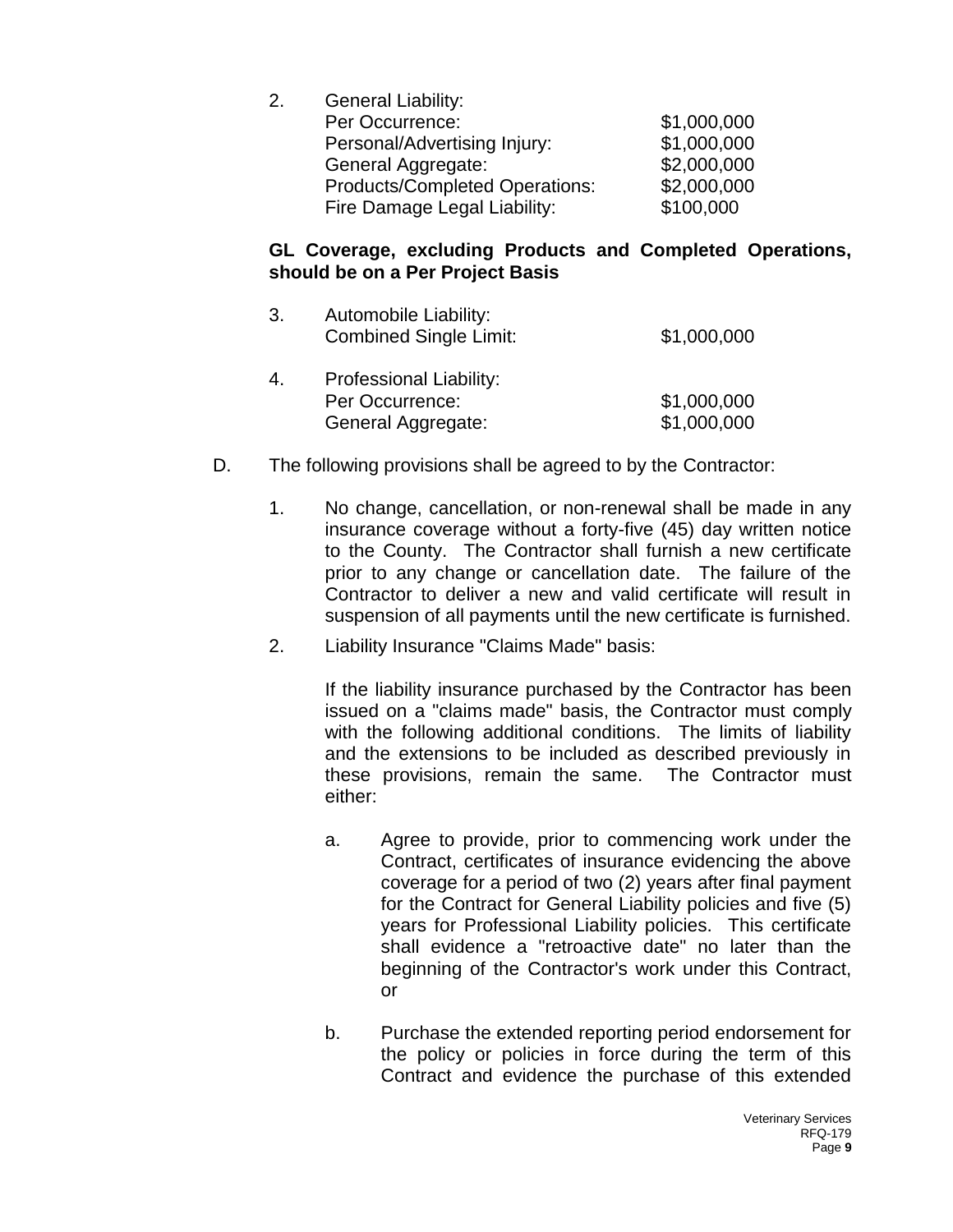2. General Liability:

| | |
|---|---|
| Per Occurrence: | $1,000,000 |
| Personal/Advertising Injury: | $1,000,000 |
| General Aggregate: | $2,000,000 |
| Products/Completed Operations: | $2,000,000 |
| Fire Damage Legal Liability: | $100,000 |

**GL Coverage, excluding Products and Completed Operations, should be on a Per Project Basis**

3. Automobile Liability:

| | |
|---|---|
| Combined Single Limit: | $1,000,000 |

4. Professional Liability:

| | |
|---|---|
| Per Occurrence: | $1,000,000 |
| General Aggregate: | $1,000,000 |

D. The following provisions shall be agreed to by the Contractor:

1. No change, cancellation, or non-renewal shall be made in any insurance coverage without a forty-five (45) day written notice to the County. The Contractor shall furnish a new certificate prior to any change or cancellation date. The failure of the Contractor to deliver a new and valid certificate will result in suspension of all payments until the new certificate is furnished.

2. Liability Insurance "Claims Made" basis:

   If the liability insurance purchased by the Contractor has been issued on a "claims made" basis, the Contractor must comply with the following additional conditions. The limits of liability and the extensions to be included as described previously in these provisions, remain the same. The Contractor must either:

   a. Agree to provide, prior to commencing work under the Contract, certificates of insurance evidencing the above coverage for a period of two (2) years after final payment for the Contract for General Liability policies and five (5) years for Professional Liability policies. This certificate shall evidence a "retroactive date" no later than the beginning of the Contractor's work under this Contract, or

   b. Purchase the extended reporting period endorsement for the policy or policies in force during the term of this Contract and evidence the purchase of this extended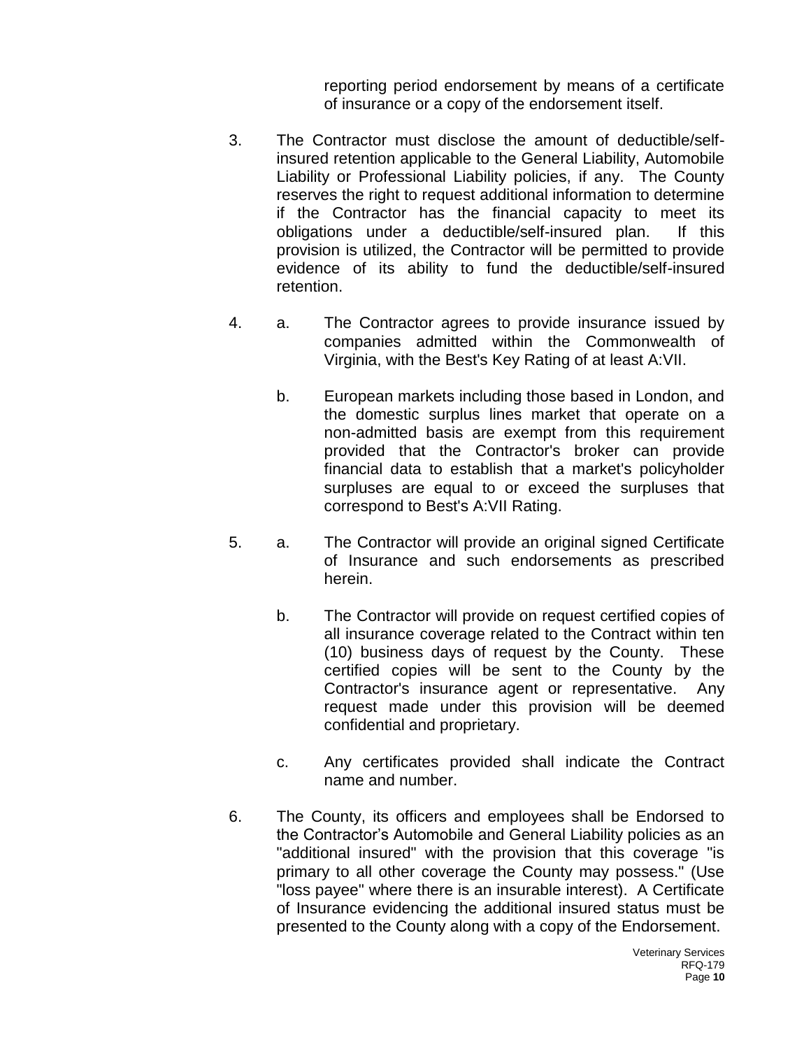reporting period endorsement by means of a certificate of insurance or a copy of the endorsement itself.

3. The Contractor must disclose the amount of deductible/self-insured retention applicable to the General Liability, Automobile Liability or Professional Liability policies, if any. The County reserves the right to request additional information to determine if the Contractor has the financial capacity to meet its obligations under a deductible/self-insured plan. If this provision is utilized, the Contractor will be permitted to provide evidence of its ability to fund the deductible/self-insured retention.

4. a. The Contractor agrees to provide insurance issued by companies admitted within the Commonwealth of Virginia, with the Best's Key Rating of at least A:VII.

   b. European markets including those based in London, and the domestic surplus lines market that operate on a non-admitted basis are exempt from this requirement provided that the Contractor's broker can provide financial data to establish that a market's policyholder surpluses are equal to or exceed the surpluses that correspond to Best's A:VII Rating.

5. a. The Contractor will provide an original signed Certificate of Insurance and such endorsements as prescribed herein.

   b. The Contractor will provide on request certified copies of all insurance coverage related to the Contract within ten (10) business days of request by the County. These certified copies will be sent to the County by the Contractor's insurance agent or representative. Any request made under this provision will be deemed confidential and proprietary.

   c. Any certificates provided shall indicate the Contract name and number.

6. The County, its officers and employees shall be Endorsed to the Contractor's Automobile and General Liability policies as an "additional insured" with the provision that this coverage "is primary to all other coverage the County may possess." (Use "loss payee" where there is an insurable interest). A Certificate of Insurance evidencing the additional insured status must be presented to the County along with a copy of the Endorsement.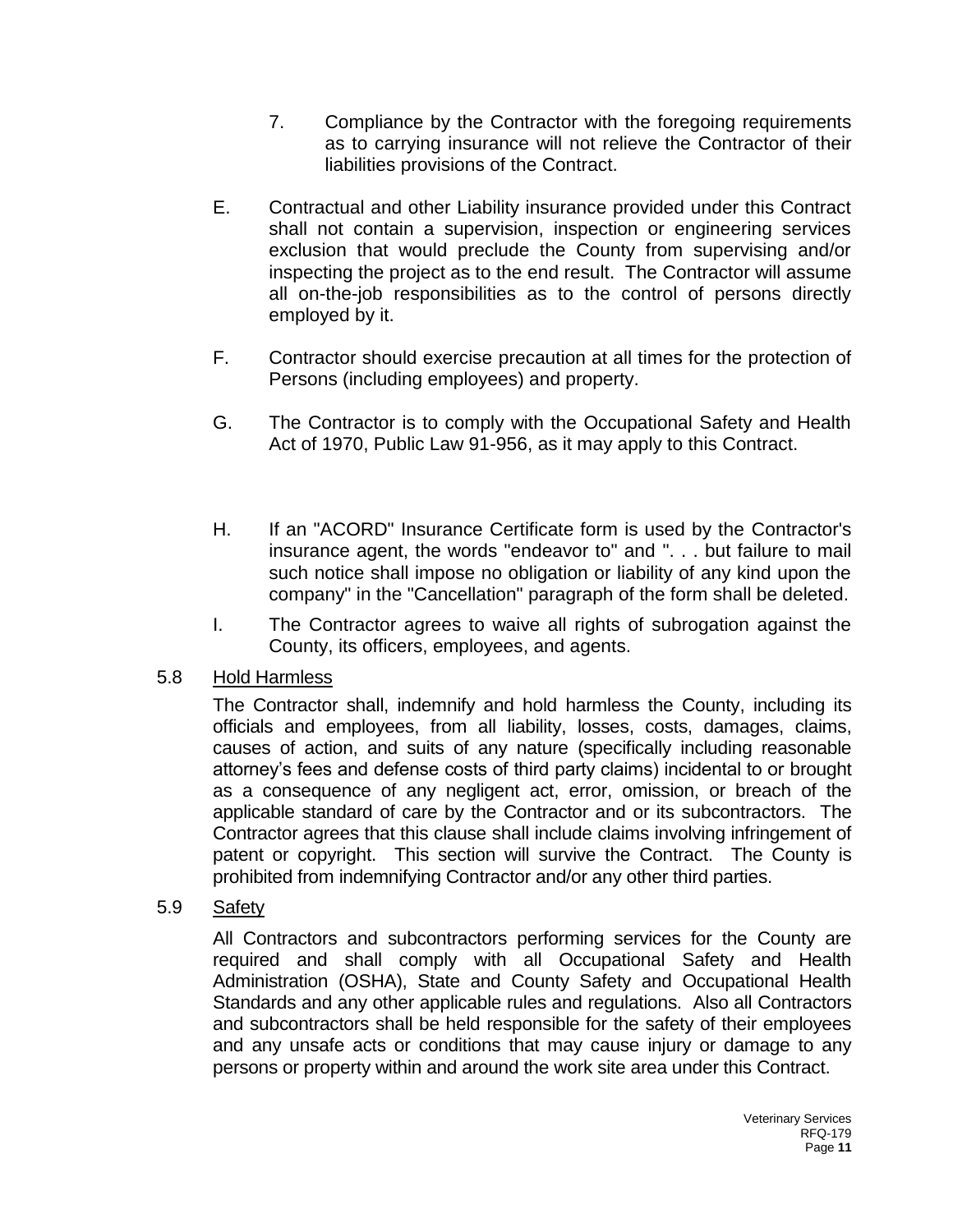7. Compliance by the Contractor with the foregoing requirements as to carrying insurance will not relieve the Contractor of their liabilities provisions of the Contract.

E. Contractual and other Liability insurance provided under this Contract shall not contain a supervision, inspection or engineering services exclusion that would preclude the County from supervising and/or inspecting the project as to the end result. The Contractor will assume all on-the-job responsibilities as to the control of persons directly employed by it.

F. Contractor should exercise precaution at all times for the protection of Persons (including employees) and property.

G. The Contractor is to comply with the Occupational Safety and Health Act of 1970, Public Law 91-956, as it may apply to this Contract.

H. If an "ACORD" Insurance Certificate form is used by the Contractor's insurance agent, the words "endeavor to" and ". . . but failure to mail such notice shall impose no obligation or liability of any kind upon the company" in the "Cancellation" paragraph of the form shall be deleted.

I. The Contractor agrees to waive all rights of subrogation against the County, its officers, employees, and agents.

## 5.8 Hold Harmless

The Contractor shall, indemnify and hold harmless the County, including its officials and employees, from all liability, losses, costs, damages, claims, causes of action, and suits of any nature (specifically including reasonable attorney's fees and defense costs of third party claims) incidental to or brought as a consequence of any negligent act, error, omission, or breach of the applicable standard of care by the Contractor and or its subcontractors. The Contractor agrees that this clause shall include claims involving infringement of patent or copyright. This section will survive the Contract. The County is prohibited from indemnifying Contractor and/or any other third parties.

## 5.9 Safety

All Contractors and subcontractors performing services for the County are required and shall comply with all Occupational Safety and Health Administration (OSHA), State and County Safety and Occupational Health Standards and any other applicable rules and regulations. Also all Contractors and subcontractors shall be held responsible for the safety of their employees and any unsafe acts or conditions that may cause injury or damage to any persons or property within and around the work site area under this Contract.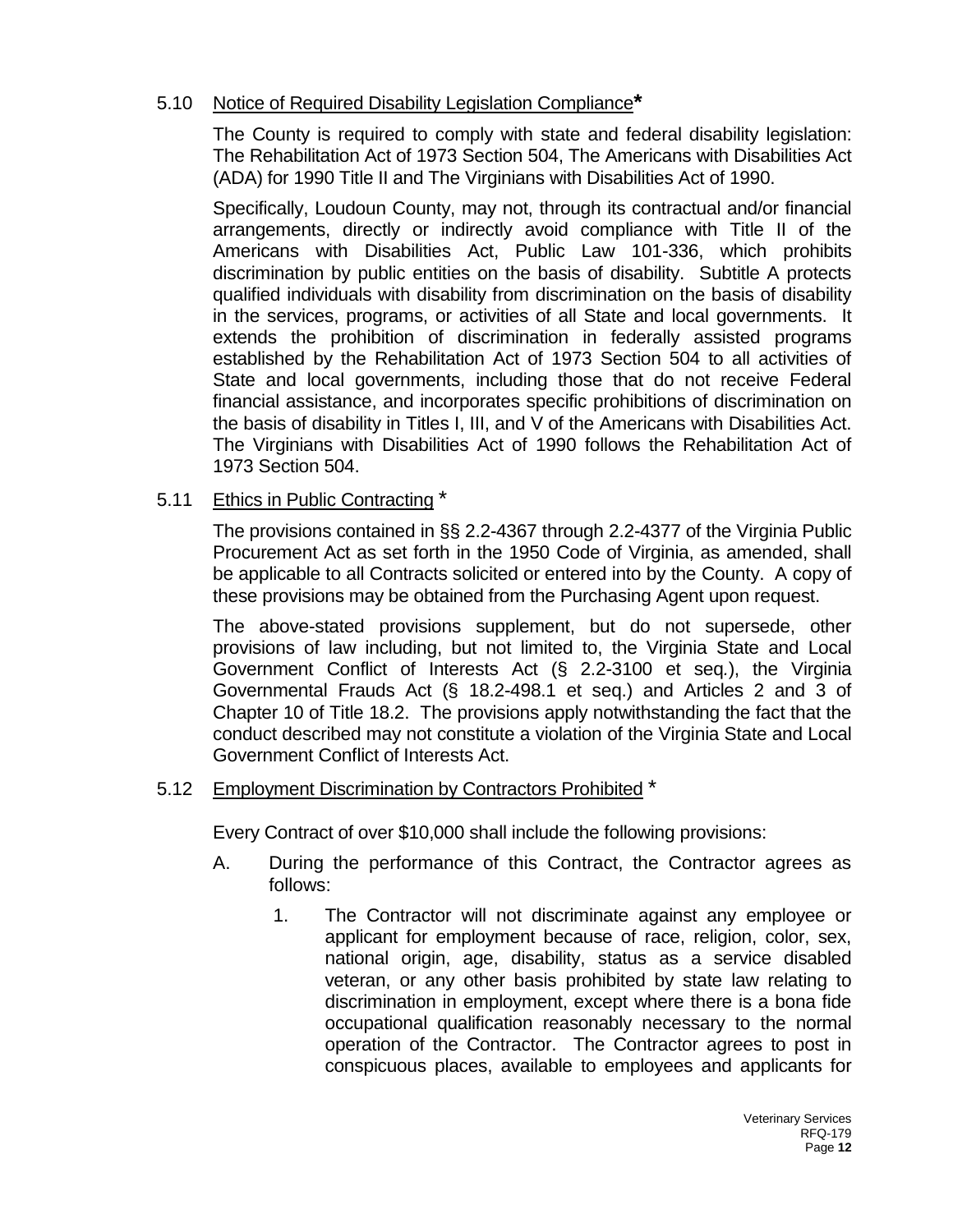### 5.10 Notice of Required Disability Legislation Compliance*

The County is required to comply with state and federal disability legislation: The Rehabilitation Act of 1973 Section 504, The Americans with Disabilities Act (ADA) for 1990 Title II and The Virginians with Disabilities Act of 1990.

Specifically, Loudoun County, may not, through its contractual and/or financial arrangements, directly or indirectly avoid compliance with Title II of the Americans with Disabilities Act, Public Law 101-336, which prohibits discrimination by public entities on the basis of disability. Subtitle A protects qualified individuals with disability from discrimination on the basis of disability in the services, programs, or activities of all State and local governments. It extends the prohibition of discrimination in federally assisted programs established by the Rehabilitation Act of 1973 Section 504 to all activities of State and local governments, including those that do not receive Federal financial assistance, and incorporates specific prohibitions of discrimination on the basis of disability in Titles I, III, and V of the Americans with Disabilities Act. The Virginians with Disabilities Act of 1990 follows the Rehabilitation Act of 1973 Section 504.

### 5.11 Ethics in Public Contracting *

The provisions contained in §§ 2.2-4367 through 2.2-4377 of the Virginia Public Procurement Act as set forth in the 1950 Code of Virginia, as amended, shall be applicable to all Contracts solicited or entered into by the County. A copy of these provisions may be obtained from the Purchasing Agent upon request.

The above-stated provisions supplement, but do not supersede, other provisions of law including, but not limited to, the Virginia State and Local Government Conflict of Interests Act (§ 2.2-3100 et seq.), the Virginia Governmental Frauds Act (§ 18.2-498.1 et seq.) and Articles 2 and 3 of Chapter 10 of Title 18.2. The provisions apply notwithstanding the fact that the conduct described may not constitute a violation of the Virginia State and Local Government Conflict of Interests Act.

### 5.12 Employment Discrimination by Contractors Prohibited *

Every Contract of over $10,000 shall include the following provisions:

A. During the performance of this Contract, the Contractor agrees as follows:

   1. The Contractor will not discriminate against any employee or applicant for employment because of race, religion, color, sex, national origin, age, disability, status as a service disabled veteran, or any other basis prohibited by state law relating to discrimination in employment, except where there is a bona fide occupational qualification reasonably necessary to the normal operation of the Contractor. The Contractor agrees to post in conspicuous places, available to employees and applicants for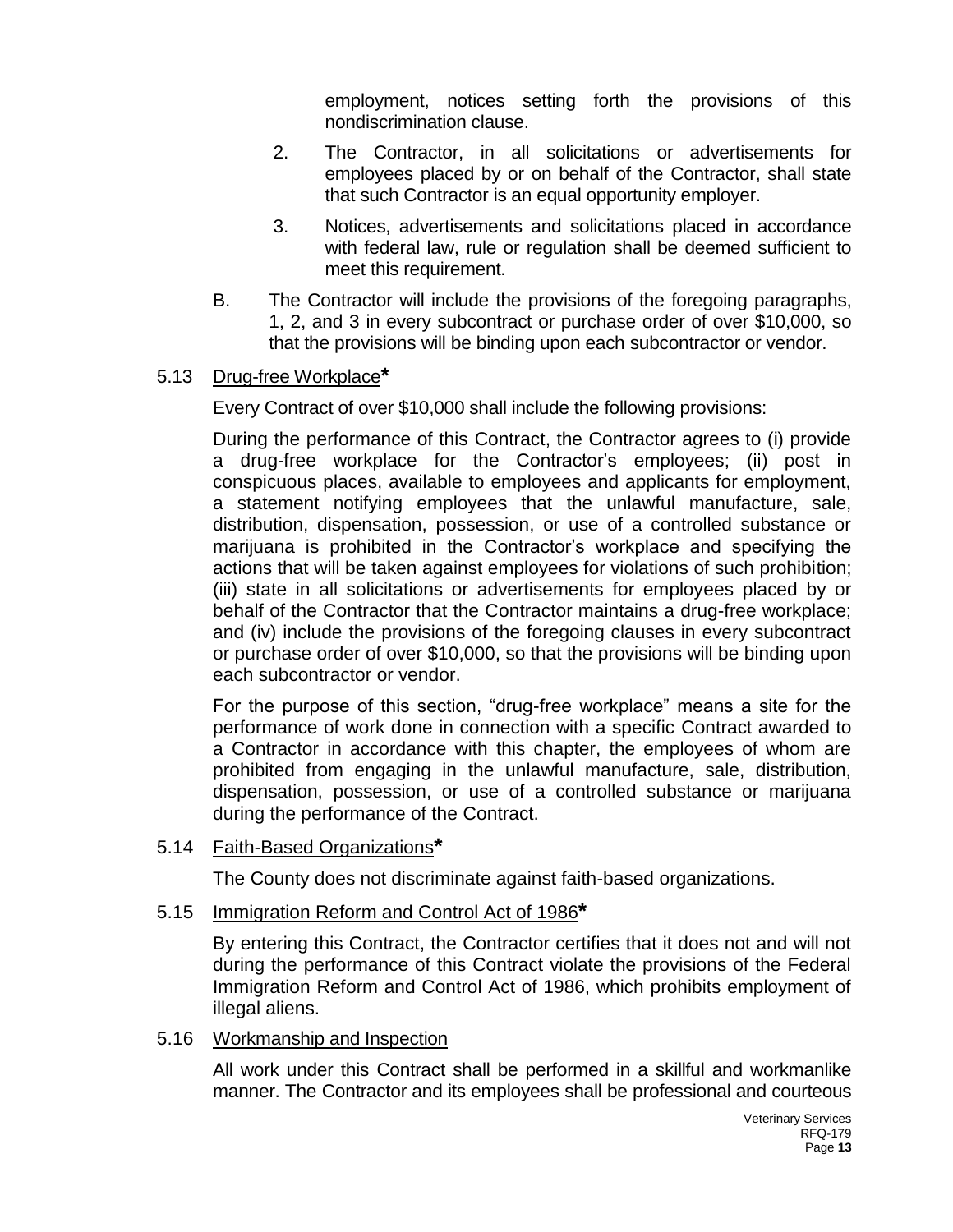employment, notices setting forth the provisions of this nondiscrimination clause.

2. The Contractor, in all solicitations or advertisements for employees placed by or on behalf of the Contractor, shall state that such Contractor is an equal opportunity employer.

3. Notices, advertisements and solicitations placed in accordance with federal law, rule or regulation shall be deemed sufficient to meet this requirement.

B. The Contractor will include the provisions of the foregoing paragraphs, 1, 2, and 3 in every subcontract or purchase order of over $10,000, so that the provisions will be binding upon each subcontractor or vendor.

5.13 <u>Drug-free Workplace</u>**\***

Every Contract of over $10,000 shall include the following provisions:

During the performance of this Contract, the Contractor agrees to (i) provide a drug-free workplace for the Contractor's employees; (ii) post in conspicuous places, available to employees and applicants for employment, a statement notifying employees that the unlawful manufacture, sale, distribution, dispensation, possession, or use of a controlled substance or marijuana is prohibited in the Contractor's workplace and specifying the actions that will be taken against employees for violations of such prohibition; (iii) state in all solicitations or advertisements for employees placed by or behalf of the Contractor that the Contractor maintains a drug-free workplace; and (iv) include the provisions of the foregoing clauses in every subcontract or purchase order of over $10,000, so that the provisions will be binding upon each subcontractor or vendor.

For the purpose of this section, "drug-free workplace" means a site for the performance of work done in connection with a specific Contract awarded to a Contractor in accordance with this chapter, the employees of whom are prohibited from engaging in the unlawful manufacture, sale, distribution, dispensation, possession, or use of a controlled substance or marijuana during the performance of the Contract.

5.14 <u>Faith-Based Organizations</u>**\***

The County does not discriminate against faith-based organizations.

5.15 <u>Immigration Reform and Control Act of 1986</u>**\***

By entering this Contract, the Contractor certifies that it does not and will not during the performance of this Contract violate the provisions of the Federal Immigration Reform and Control Act of 1986, which prohibits employment of illegal aliens.

5.16 <u>Workmanship and Inspection</u>

All work under this Contract shall be performed in a skillful and workmanlike manner. The Contractor and its employees shall be professional and courteous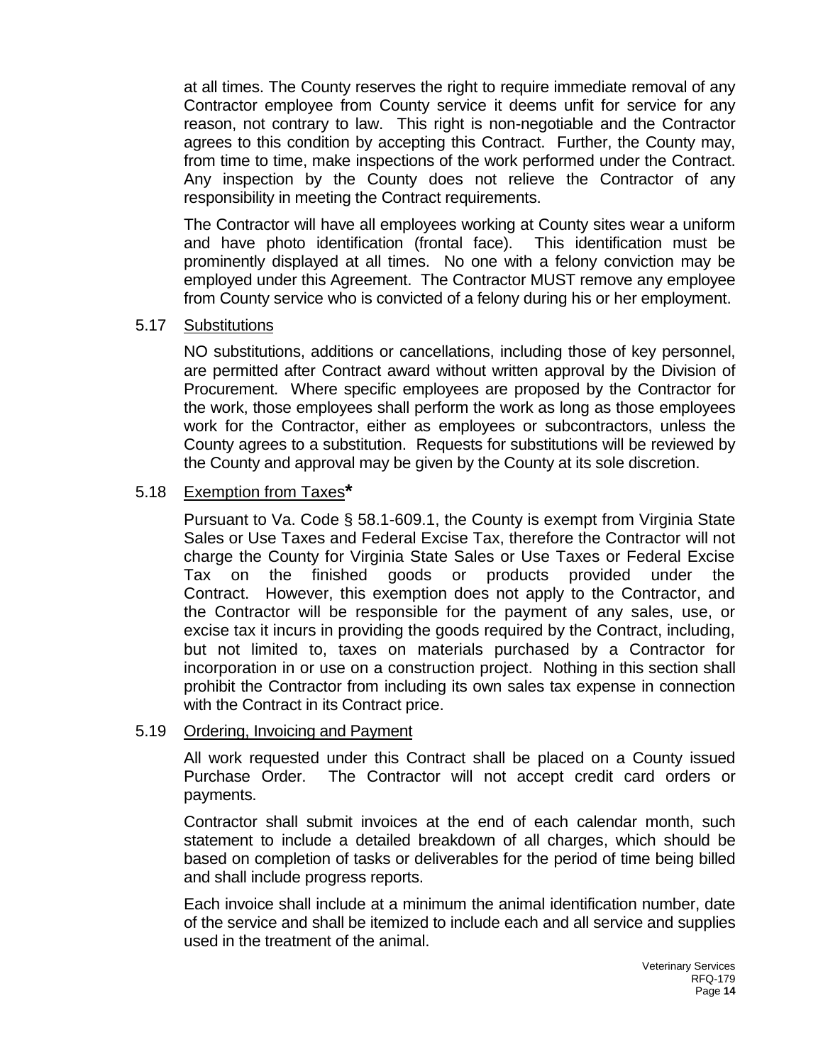at all times. The County reserves the right to require immediate removal of any Contractor employee from County service it deems unfit for service for any reason, not contrary to law. This right is non-negotiable and the Contractor agrees to this condition by accepting this Contract. Further, the County may, from time to time, make inspections of the work performed under the Contract. Any inspection by the County does not relieve the Contractor of any responsibility in meeting the Contract requirements.

The Contractor will have all employees working at County sites wear a uniform and have photo identification (frontal face). This identification must be prominently displayed at all times. No one with a felony conviction may be employed under this Agreement. The Contractor MUST remove any employee from County service who is convicted of a felony during his or her employment.

5.17 Substitutions

NO substitutions, additions or cancellations, including those of key personnel, are permitted after Contract award without written approval by the Division of Procurement. Where specific employees are proposed by the Contractor for the work, those employees shall perform the work as long as those employees work for the Contractor, either as employees or subcontractors, unless the County agrees to a substitution. Requests for substitutions will be reviewed by the County and approval may be given by the County at its sole discretion.

5.18 Exemption from Taxes**\***

Pursuant to Va. Code § 58.1-609.1, the County is exempt from Virginia State Sales or Use Taxes and Federal Excise Tax, therefore the Contractor will not charge the County for Virginia State Sales or Use Taxes or Federal Excise Tax on the finished goods or products provided under the Contract. However, this exemption does not apply to the Contractor, and the Contractor will be responsible for the payment of any sales, use, or excise tax it incurs in providing the goods required by the Contract, including, but not limited to, taxes on materials purchased by a Contractor for incorporation in or use on a construction project. Nothing in this section shall prohibit the Contractor from including its own sales tax expense in connection with the Contract in its Contract price.

5.19 Ordering, Invoicing and Payment

All work requested under this Contract shall be placed on a County issued Purchase Order. The Contractor will not accept credit card orders or payments.

Contractor shall submit invoices at the end of each calendar month, such statement to include a detailed breakdown of all charges, which should be based on completion of tasks or deliverables for the period of time being billed and shall include progress reports.

Each invoice shall include at a minimum the animal identification number, date of the service and shall be itemized to include each and all service and supplies used in the treatment of the animal.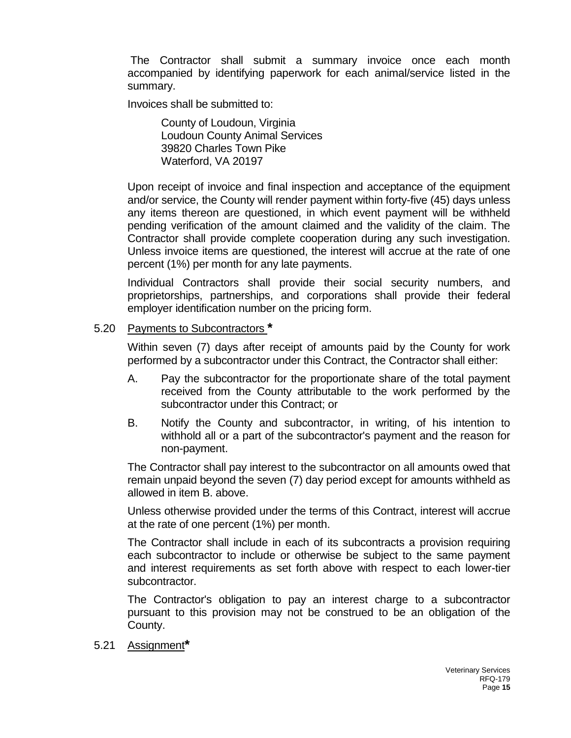The Contractor shall submit a summary invoice once each month accompanied by identifying paperwork for each animal/service listed in the summary.

Invoices shall be submitted to:

> County of Loudoun, Virginia
> Loudoun County Animal Services
> 39820 Charles Town Pike
> Waterford, VA 20197

Upon receipt of invoice and final inspection and acceptance of the equipment and/or service, the County will render payment within forty-five (45) days unless any items thereon are questioned, in which event payment will be withheld pending verification of the amount claimed and the validity of the claim. The Contractor shall provide complete cooperation during any such investigation. Unless invoice items are questioned, the interest will accrue at the rate of one percent (1%) per month for any late payments.

Individual Contractors shall provide their social security numbers, and proprietorships, partnerships, and corporations shall provide their federal employer identification number on the pricing form.

5.20 Payments to Subcontractors *

Within seven (7) days after receipt of amounts paid by the County for work performed by a subcontractor under this Contract, the Contractor shall either:

A. Pay the subcontractor for the proportionate share of the total payment received from the County attributable to the work performed by the subcontractor under this Contract; or

B. Notify the County and subcontractor, in writing, of his intention to withhold all or a part of the subcontractor's payment and the reason for non-payment.

The Contractor shall pay interest to the subcontractor on all amounts owed that remain unpaid beyond the seven (7) day period except for amounts withheld as allowed in item B. above.

Unless otherwise provided under the terms of this Contract, interest will accrue at the rate of one percent (1%) per month.

The Contractor shall include in each of its subcontracts a provision requiring each subcontractor to include or otherwise be subject to the same payment and interest requirements as set forth above with respect to each lower-tier subcontractor.

The Contractor's obligation to pay an interest charge to a subcontractor pursuant to this provision may not be construed to be an obligation of the County.

5.21 Assignment*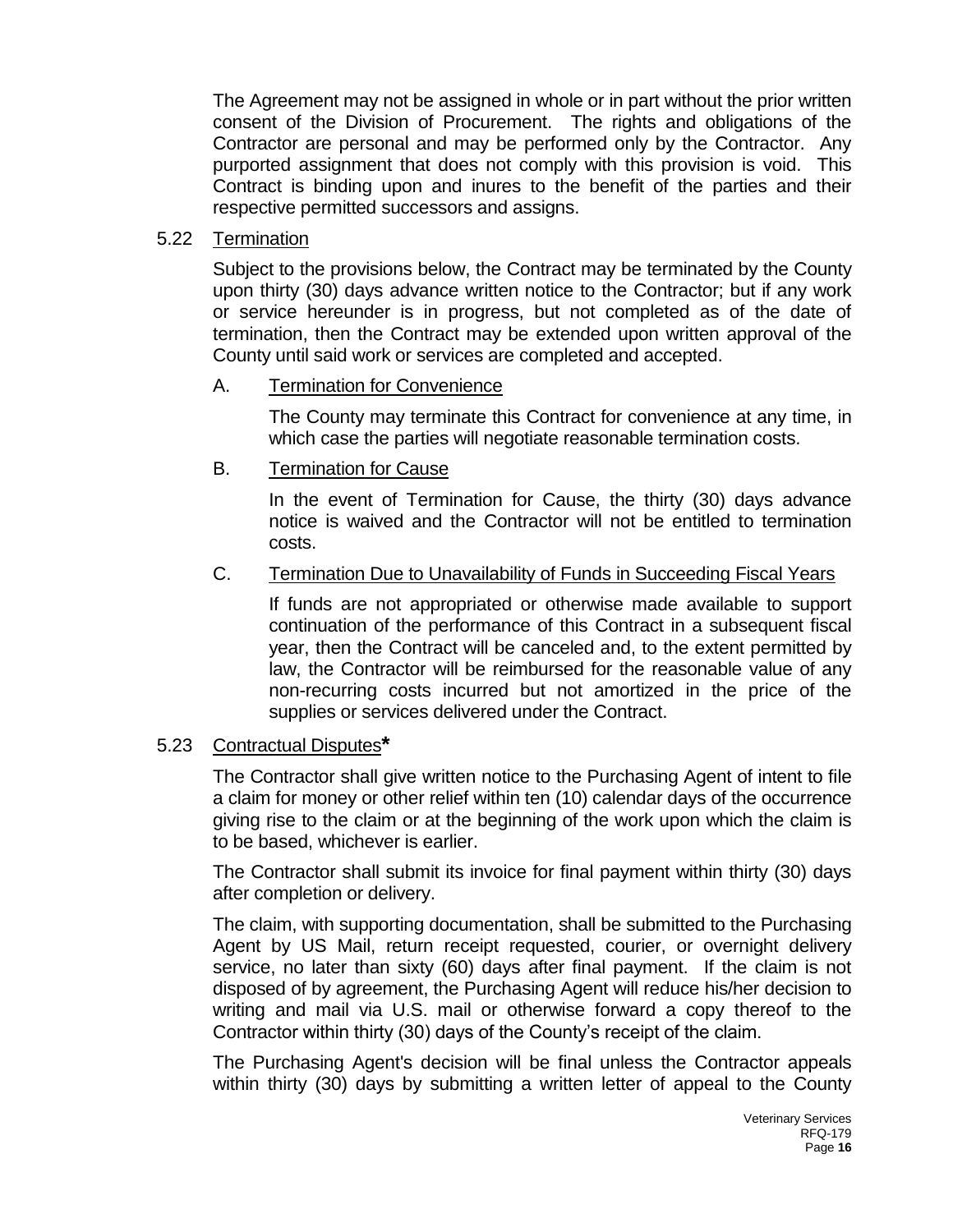The Agreement may not be assigned in whole or in part without the prior written consent of the Division of Procurement. The rights and obligations of the Contractor are personal and may be performed only by the Contractor. Any purported assignment that does not comply with this provision is void. This Contract is binding upon and inures to the benefit of the parties and their respective permitted successors and assigns.

### 5.22 Termination

Subject to the provisions below, the Contract may be terminated by the County upon thirty (30) days advance written notice to the Contractor; but if any work or service hereunder is in progress, but not completed as of the date of termination, then the Contract may be extended upon written approval of the County until said work or services are completed and accepted.

#### A. Termination for Convenience

The County may terminate this Contract for convenience at any time, in which case the parties will negotiate reasonable termination costs.

#### B. Termination for Cause

In the event of Termination for Cause, the thirty (30) days advance notice is waived and the Contractor will not be entitled to termination costs.

#### C. Termination Due to Unavailability of Funds in Succeeding Fiscal Years

If funds are not appropriated or otherwise made available to support continuation of the performance of this Contract in a subsequent fiscal year, then the Contract will be canceled and, to the extent permitted by law, the Contractor will be reimbursed for the reasonable value of any non-recurring costs incurred but not amortized in the price of the supplies or services delivered under the Contract.

### 5.23 Contractual Disputes**\***

The Contractor shall give written notice to the Purchasing Agent of intent to file a claim for money or other relief within ten (10) calendar days of the occurrence giving rise to the claim or at the beginning of the work upon which the claim is to be based, whichever is earlier.

The Contractor shall submit its invoice for final payment within thirty (30) days after completion or delivery.

The claim, with supporting documentation, shall be submitted to the Purchasing Agent by US Mail, return receipt requested, courier, or overnight delivery service, no later than sixty (60) days after final payment. If the claim is not disposed of by agreement, the Purchasing Agent will reduce his/her decision to writing and mail via U.S. mail or otherwise forward a copy thereof to the Contractor within thirty (30) days of the County's receipt of the claim.

The Purchasing Agent's decision will be final unless the Contractor appeals within thirty (30) days by submitting a written letter of appeal to the County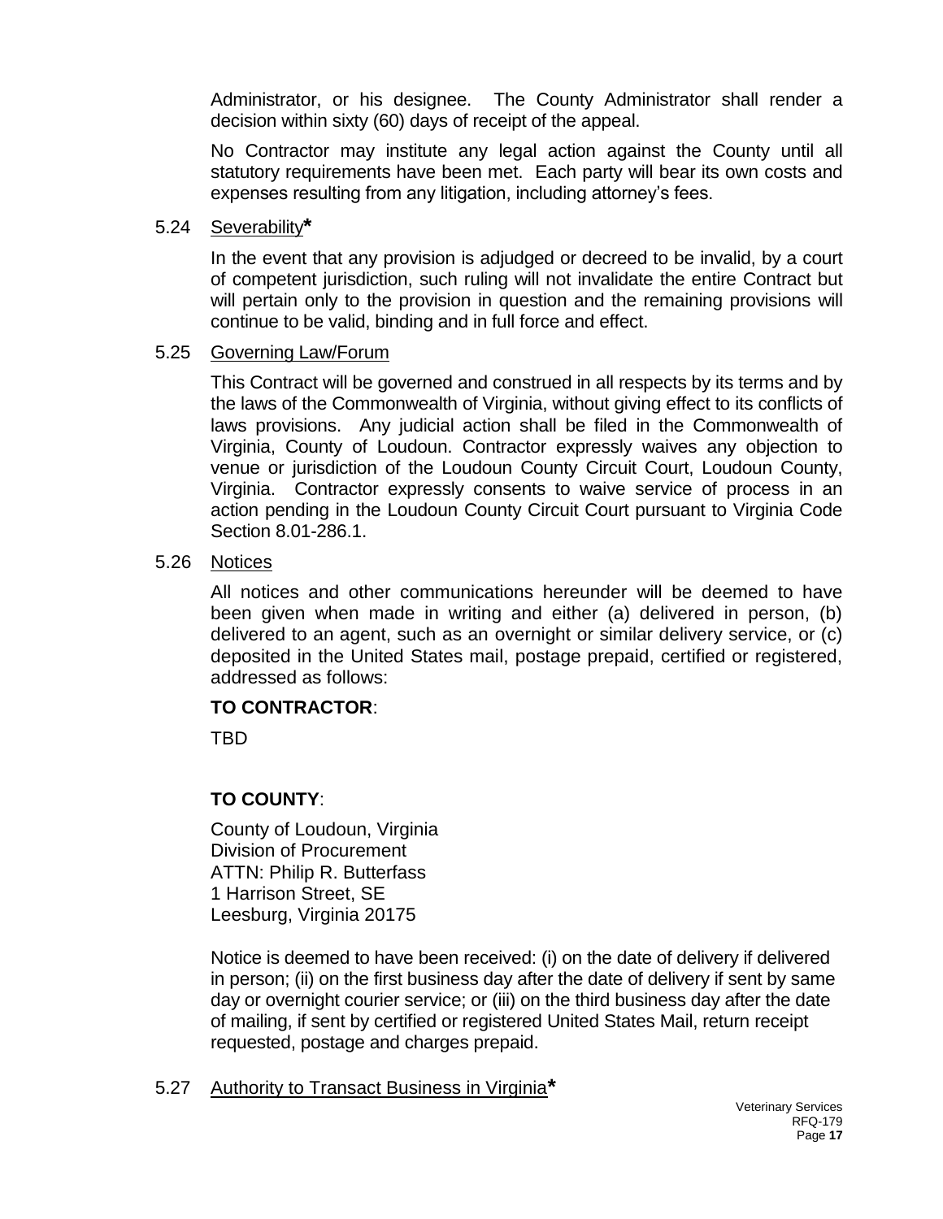Administrator, or his designee. The County Administrator shall render a decision within sixty (60) days of receipt of the appeal.

No Contractor may institute any legal action against the County until all statutory requirements have been met. Each party will bear its own costs and expenses resulting from any litigation, including attorney's fees.

### 5.24 Severability*

In the event that any provision is adjudged or decreed to be invalid, by a court of competent jurisdiction, such ruling will not invalidate the entire Contract but will pertain only to the provision in question and the remaining provisions will continue to be valid, binding and in full force and effect.

### 5.25 Governing Law/Forum

This Contract will be governed and construed in all respects by its terms and by the laws of the Commonwealth of Virginia, without giving effect to its conflicts of laws provisions. Any judicial action shall be filed in the Commonwealth of Virginia, County of Loudoun. Contractor expressly waives any objection to venue or jurisdiction of the Loudoun County Circuit Court, Loudoun County, Virginia. Contractor expressly consents to waive service of process in an action pending in the Loudoun County Circuit Court pursuant to Virginia Code Section 8.01-286.1.

### 5.26 Notices

All notices and other communications hereunder will be deemed to have been given when made in writing and either (a) delivered in person, (b) delivered to an agent, such as an overnight or similar delivery service, or (c) deposited in the United States mail, postage prepaid, certified or registered, addressed as follows:

**TO CONTRACTOR**:

TBD

**TO COUNTY**:

County of Loudoun, Virginia
Division of Procurement
ATTN: Philip R. Butterfass
1 Harrison Street, SE
Leesburg, Virginia 20175

Notice is deemed to have been received: (i) on the date of delivery if delivered in person; (ii) on the first business day after the date of delivery if sent by same day or overnight courier service; or (iii) on the third business day after the date of mailing, if sent by certified or registered United States Mail, return receipt requested, postage and charges prepaid.

### 5.27 Authority to Transact Business in Virginia*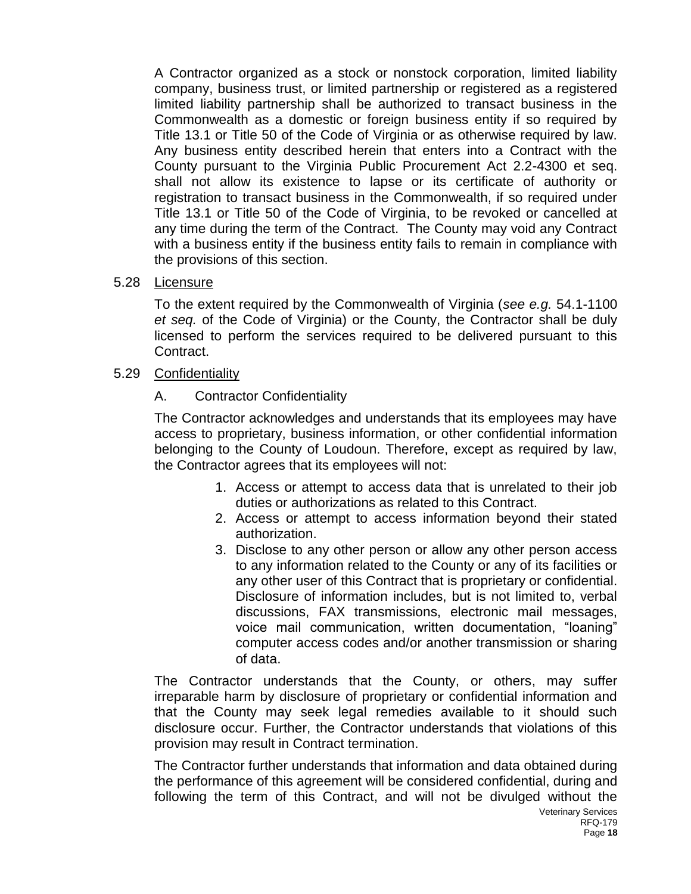A Contractor organized as a stock or nonstock corporation, limited liability company, business trust, or limited partnership or registered as a registered limited liability partnership shall be authorized to transact business in the Commonwealth as a domestic or foreign business entity if so required by Title 13.1 or Title 50 of the Code of Virginia or as otherwise required by law. Any business entity described herein that enters into a Contract with the County pursuant to the Virginia Public Procurement Act 2.2-4300 et seq. shall not allow its existence to lapse or its certificate of authority or registration to transact business in the Commonwealth, if so required under Title 13.1 or Title 50 of the Code of Virginia, to be revoked or cancelled at any time during the term of the Contract. The County may void any Contract with a business entity if the business entity fails to remain in compliance with the provisions of this section.

5.28 Licensure

To the extent required by the Commonwealth of Virginia (*see e.g.* 54.1-1100 *et seq.* of the Code of Virginia) or the County, the Contractor shall be duly licensed to perform the services required to be delivered pursuant to this Contract.

5.29 Confidentiality

A. Contractor Confidentiality

The Contractor acknowledges and understands that its employees may have access to proprietary, business information, or other confidential information belonging to the County of Loudoun. Therefore, except as required by law, the Contractor agrees that its employees will not:

1. Access or attempt to access data that is unrelated to their job duties or authorizations as related to this Contract.
2. Access or attempt to access information beyond their stated authorization.
3. Disclose to any other person or allow any other person access to any information related to the County or any of its facilities or any other user of this Contract that is proprietary or confidential. Disclosure of information includes, but is not limited to, verbal discussions, FAX transmissions, electronic mail messages, voice mail communication, written documentation, "loaning" computer access codes and/or another transmission or sharing of data.

The Contractor understands that the County, or others, may suffer irreparable harm by disclosure of proprietary or confidential information and that the County may seek legal remedies available to it should such disclosure occur. Further, the Contractor understands that violations of this provision may result in Contract termination.

The Contractor further understands that information and data obtained during the performance of this agreement will be considered confidential, during and following the term of this Contract, and will not be divulged without the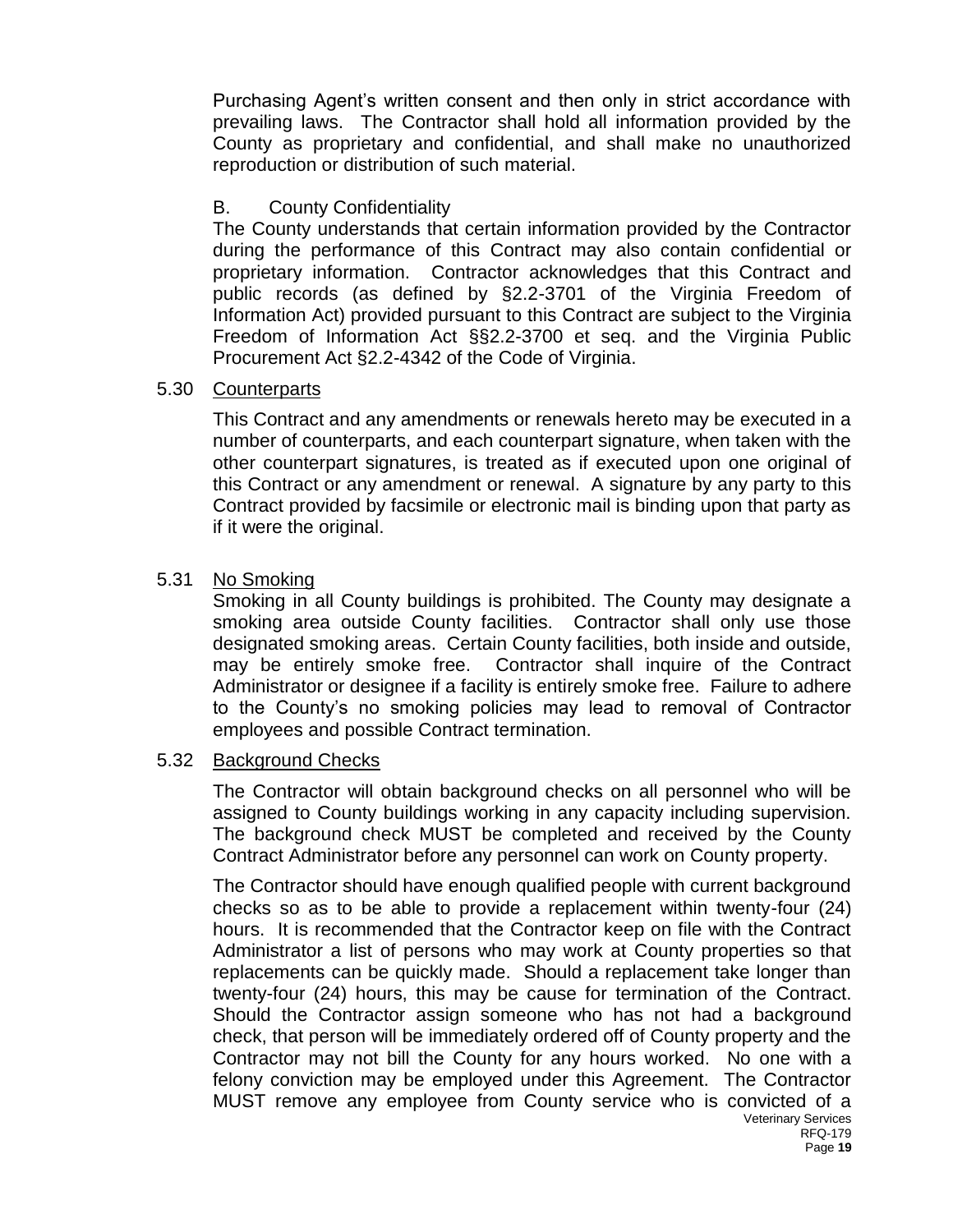Purchasing Agent's written consent and then only in strict accordance with prevailing laws. The Contractor shall hold all information provided by the County as proprietary and confidential, and shall make no unauthorized reproduction or distribution of such material.

B. County Confidentiality

The County understands that certain information provided by the Contractor during the performance of this Contract may also contain confidential or proprietary information. Contractor acknowledges that this Contract and public records (as defined by §2.2-3701 of the Virginia Freedom of Information Act) provided pursuant to this Contract are subject to the Virginia Freedom of Information Act §§2.2-3700 et seq. and the Virginia Public Procurement Act §2.2-4342 of the Code of Virginia.

5.30 Counterparts

This Contract and any amendments or renewals hereto may be executed in a number of counterparts, and each counterpart signature, when taken with the other counterpart signatures, is treated as if executed upon one original of this Contract or any amendment or renewal. A signature by any party to this Contract provided by facsimile or electronic mail is binding upon that party as if it were the original.

5.31 No Smoking

Smoking in all County buildings is prohibited. The County may designate a smoking area outside County facilities. Contractor shall only use those designated smoking areas. Certain County facilities, both inside and outside, may be entirely smoke free. Contractor shall inquire of the Contract Administrator or designee if a facility is entirely smoke free. Failure to adhere to the County's no smoking policies may lead to removal of Contractor employees and possible Contract termination.

5.32 Background Checks

The Contractor will obtain background checks on all personnel who will be assigned to County buildings working in any capacity including supervision. The background check MUST be completed and received by the County Contract Administrator before any personnel can work on County property.

The Contractor should have enough qualified people with current background checks so as to be able to provide a replacement within twenty-four (24) hours. It is recommended that the Contractor keep on file with the Contract Administrator a list of persons who may work at County properties so that replacements can be quickly made. Should a replacement take longer than twenty-four (24) hours, this may be cause for termination of the Contract. Should the Contractor assign someone who has not had a background check, that person will be immediately ordered off of County property and the Contractor may not bill the County for any hours worked. No one with a felony conviction may be employed under this Agreement. The Contractor MUST remove any employee from County service who is convicted of a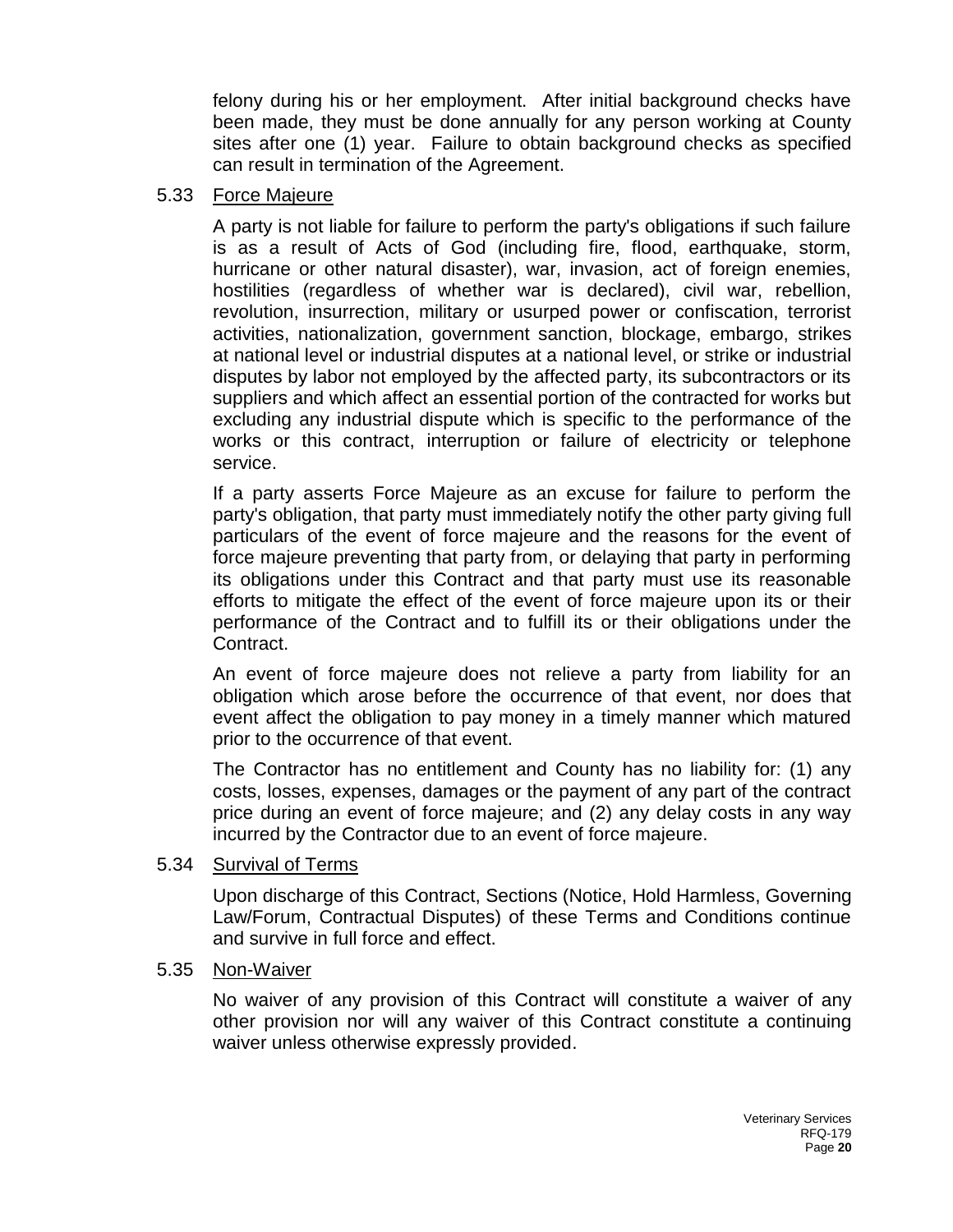felony during his or her employment. After initial background checks have been made, they must be done annually for any person working at County sites after one (1) year. Failure to obtain background checks as specified can result in termination of the Agreement.

### 5.33 Force Majeure

A party is not liable for failure to perform the party's obligations if such failure is as a result of Acts of God (including fire, flood, earthquake, storm, hurricane or other natural disaster), war, invasion, act of foreign enemies, hostilities (regardless of whether war is declared), civil war, rebellion, revolution, insurrection, military or usurped power or confiscation, terrorist activities, nationalization, government sanction, blockage, embargo, strikes at national level or industrial disputes at a national level, or strike or industrial disputes by labor not employed by the affected party, its subcontractors or its suppliers and which affect an essential portion of the contracted for works but excluding any industrial dispute which is specific to the performance of the works or this contract, interruption or failure of electricity or telephone service.

If a party asserts Force Majeure as an excuse for failure to perform the party's obligation, that party must immediately notify the other party giving full particulars of the event of force majeure and the reasons for the event of force majeure preventing that party from, or delaying that party in performing its obligations under this Contract and that party must use its reasonable efforts to mitigate the effect of the event of force majeure upon its or their performance of the Contract and to fulfill its or their obligations under the Contract.

An event of force majeure does not relieve a party from liability for an obligation which arose before the occurrence of that event, nor does that event affect the obligation to pay money in a timely manner which matured prior to the occurrence of that event.

The Contractor has no entitlement and County has no liability for: (1) any costs, losses, expenses, damages or the payment of any part of the contract price during an event of force majeure; and (2) any delay costs in any way incurred by the Contractor due to an event of force majeure.

### 5.34 Survival of Terms

Upon discharge of this Contract, Sections (Notice, Hold Harmless, Governing Law/Forum, Contractual Disputes) of these Terms and Conditions continue and survive in full force and effect.

### 5.35 Non-Waiver

No waiver of any provision of this Contract will constitute a waiver of any other provision nor will any waiver of this Contract constitute a continuing waiver unless otherwise expressly provided.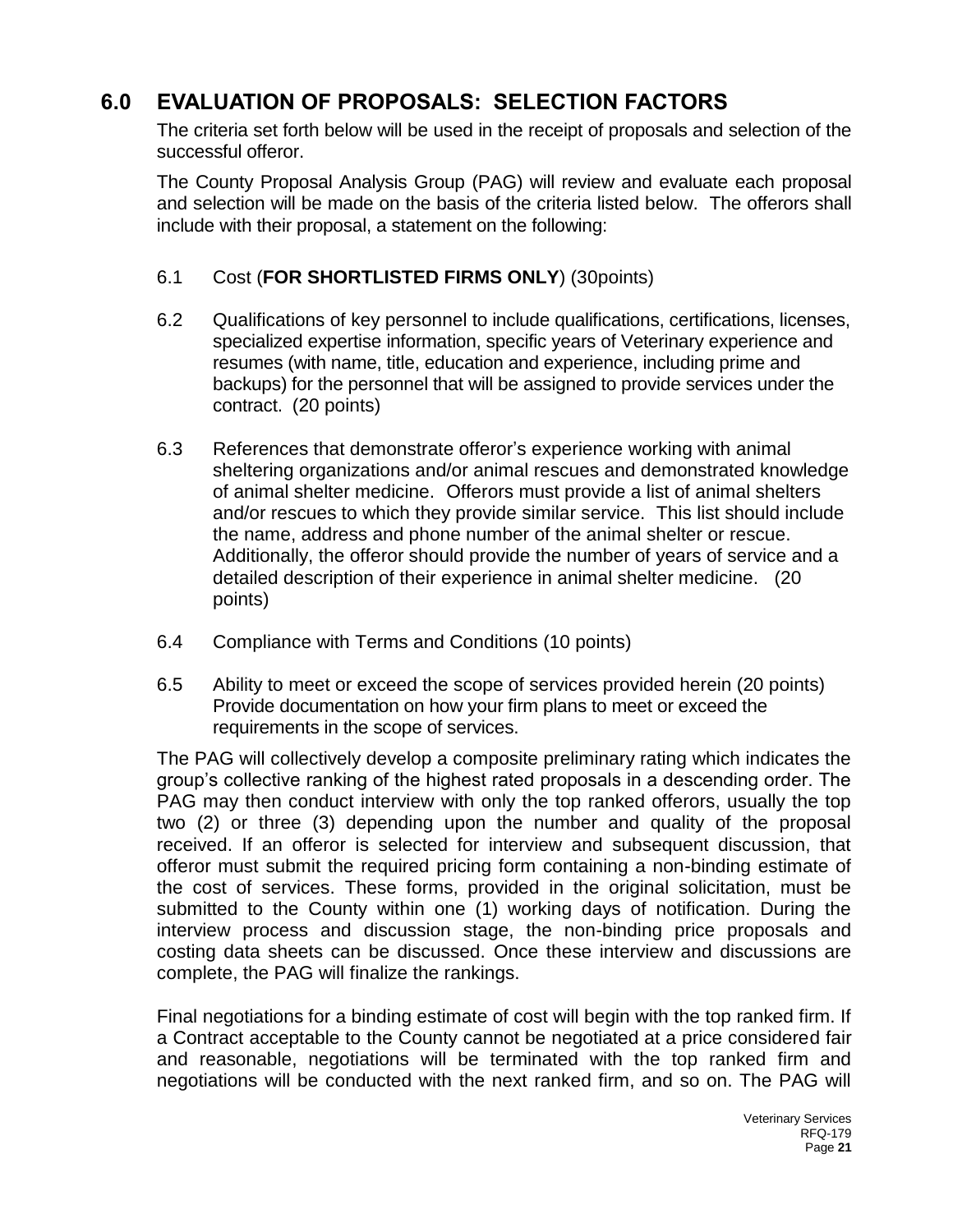## 6.0 EVALUATION OF PROPOSALS: SELECTION FACTORS

The criteria set forth below will be used in the receipt of proposals and selection of the successful offeror.

The County Proposal Analysis Group (PAG) will review and evaluate each proposal and selection will be made on the basis of the criteria listed below. The offerors shall include with their proposal, a statement on the following:

6.1 Cost (**FOR SHORTLISTED FIRMS ONLY**) (30points)

6.2 Qualifications of key personnel to include qualifications, certifications, licenses, specialized expertise information, specific years of Veterinary experience and resumes (with name, title, education and experience, including prime and backups) for the personnel that will be assigned to provide services under the contract. (20 points)

6.3 References that demonstrate offeror's experience working with animal sheltering organizations and/or animal rescues and demonstrated knowledge of animal shelter medicine. Offerors must provide a list of animal shelters and/or rescues to which they provide similar service. This list should include the name, address and phone number of the animal shelter or rescue. Additionally, the offeror should provide the number of years of service and a detailed description of their experience in animal shelter medicine. (20 points)

6.4 Compliance with Terms and Conditions (10 points)

6.5 Ability to meet or exceed the scope of services provided herein (20 points) Provide documentation on how your firm plans to meet or exceed the requirements in the scope of services.

The PAG will collectively develop a composite preliminary rating which indicates the group's collective ranking of the highest rated proposals in a descending order. The PAG may then conduct interview with only the top ranked offerors, usually the top two (2) or three (3) depending upon the number and quality of the proposal received. If an offeror is selected for interview and subsequent discussion, that offeror must submit the required pricing form containing a non-binding estimate of the cost of services. These forms, provided in the original solicitation, must be submitted to the County within one (1) working days of notification. During the interview process and discussion stage, the non-binding price proposals and costing data sheets can be discussed. Once these interview and discussions are complete, the PAG will finalize the rankings.

Final negotiations for a binding estimate of cost will begin with the top ranked firm. If a Contract acceptable to the County cannot be negotiated at a price considered fair and reasonable, negotiations will be terminated with the top ranked firm and negotiations will be conducted with the next ranked firm, and so on. The PAG will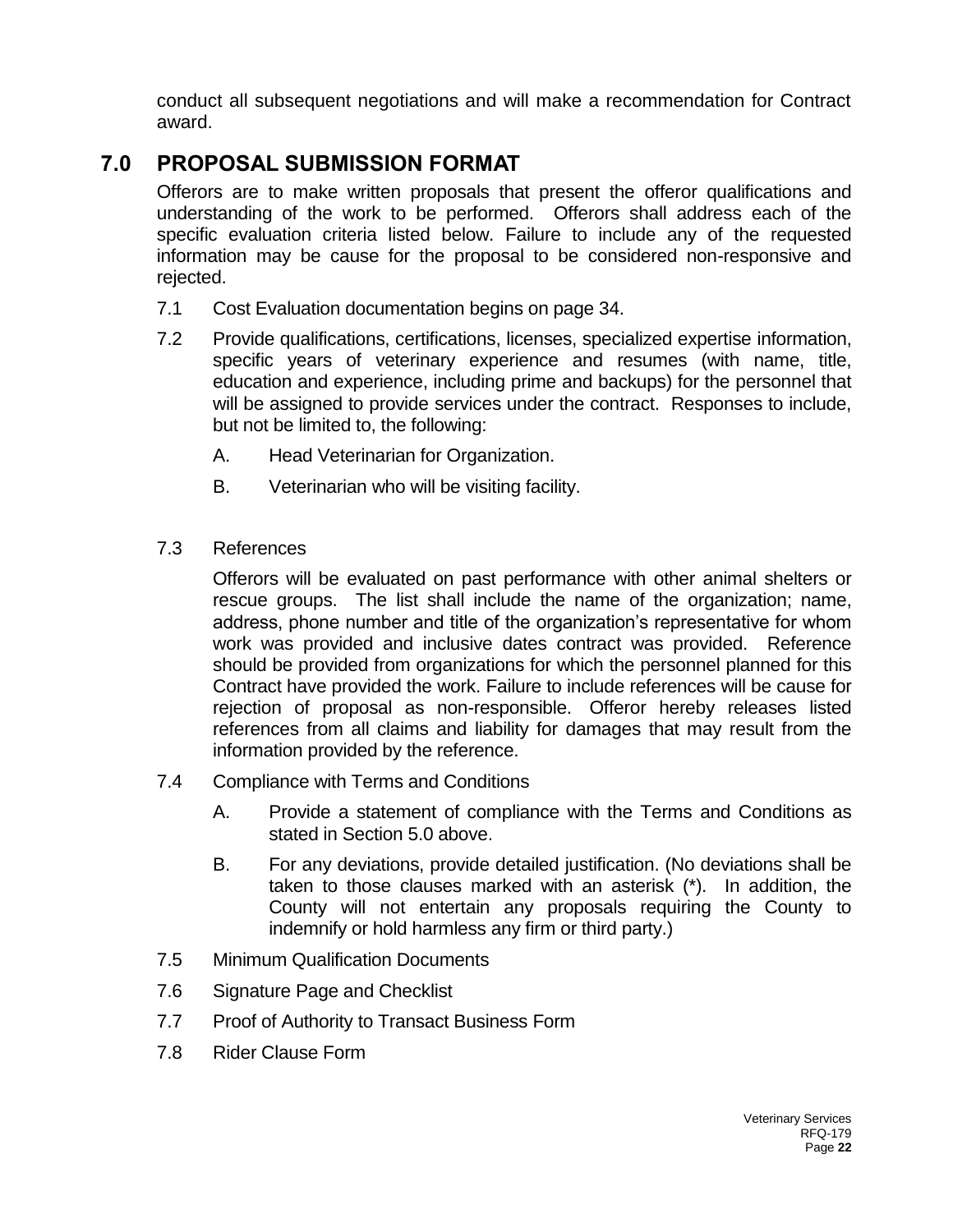conduct all subsequent negotiations and will make a recommendation for Contract award.

## 7.0 PROPOSAL SUBMISSION FORMAT

Offerors are to make written proposals that present the offeror qualifications and understanding of the work to be performed. Offerors shall address each of the specific evaluation criteria listed below. Failure to include any of the requested information may be cause for the proposal to be considered non-responsive and rejected.

7.1 Cost Evaluation documentation begins on page 34.

7.2 Provide qualifications, certifications, licenses, specialized expertise information, specific years of veterinary experience and resumes (with name, title, education and experience, including prime and backups) for the personnel that will be assigned to provide services under the contract. Responses to include, but not be limited to, the following:

A. Head Veterinarian for Organization.

B. Veterinarian who will be visiting facility.

7.3 References

Offerors will be evaluated on past performance with other animal shelters or rescue groups. The list shall include the name of the organization; name, address, phone number and title of the organization's representative for whom work was provided and inclusive dates contract was provided. Reference should be provided from organizations for which the personnel planned for this Contract have provided the work. Failure to include references will be cause for rejection of proposal as non-responsible. Offeror hereby releases listed references from all claims and liability for damages that may result from the information provided by the reference.

7.4 Compliance with Terms and Conditions

A. Provide a statement of compliance with the Terms and Conditions as stated in Section 5.0 above.

B. For any deviations, provide detailed justification. (No deviations shall be taken to those clauses marked with an asterisk (*). In addition, the County will not entertain any proposals requiring the County to indemnify or hold harmless any firm or third party.)

7.5 Minimum Qualification Documents

7.6 Signature Page and Checklist

7.7 Proof of Authority to Transact Business Form

7.8 Rider Clause Form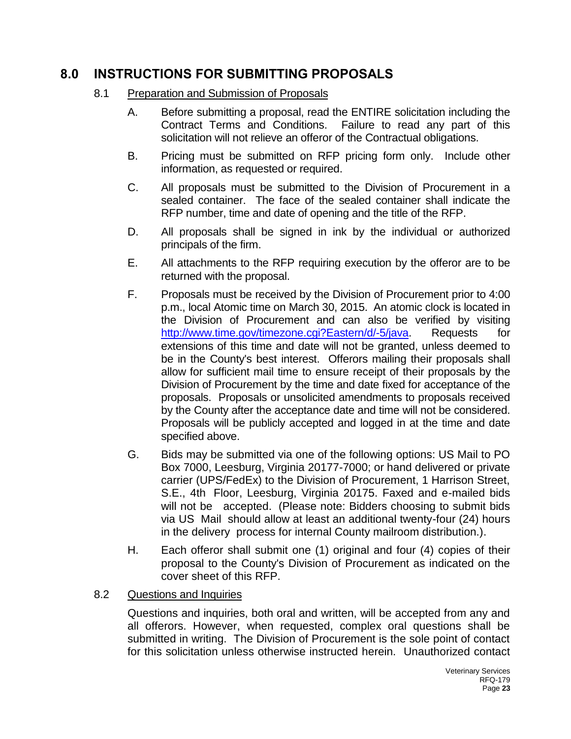# 8.0 INSTRUCTIONS FOR SUBMITTING PROPOSALS

## 8.1 Preparation and Submission of Proposals

A. Before submitting a proposal, read the ENTIRE solicitation including the Contract Terms and Conditions. Failure to read any part of this solicitation will not relieve an offeror of the Contractual obligations.

B. Pricing must be submitted on RFP pricing form only. Include other information, as requested or required.

C. All proposals must be submitted to the Division of Procurement in a sealed container. The face of the sealed container shall indicate the RFP number, time and date of opening and the title of the RFP.

D. All proposals shall be signed in ink by the individual or authorized principals of the firm.

E. All attachments to the RFP requiring execution by the offeror are to be returned with the proposal.

F. Proposals must be received by the Division of Procurement prior to 4:00 p.m., local Atomic time on March 30, 2015. An atomic clock is located in the Division of Procurement and can also be verified by visiting [http://www.time.gov/timezone.cgi?Eastern/d/-5/java](http://www.time.gov/timezone.cgi?Eastern/d/-5/java). Requests for extensions of this time and date will not be granted, unless deemed to be in the County's best interest. Offerors mailing their proposals shall allow for sufficient mail time to ensure receipt of their proposals by the Division of Procurement by the time and date fixed for acceptance of the proposals. Proposals or unsolicited amendments to proposals received by the County after the acceptance date and time will not be considered. Proposals will be publicly accepted and logged in at the time and date specified above.

G. Bids may be submitted via one of the following options: US Mail to PO Box 7000, Leesburg, Virginia 20177-7000; or hand delivered or private carrier (UPS/FedEx) to the Division of Procurement, 1 Harrison Street, S.E., 4th Floor, Leesburg, Virginia 20175. Faxed and e-mailed bids will not be accepted. (Please note: Bidders choosing to submit bids via US Mail should allow at least an additional twenty-four (24) hours in the delivery process for internal County mailroom distribution.).

H. Each offeror shall submit one (1) original and four (4) copies of their proposal to the County's Division of Procurement as indicated on the cover sheet of this RFP.

## 8.2 Questions and Inquiries

Questions and inquiries, both oral and written, will be accepted from any and all offerors. However, when requested, complex oral questions shall be submitted in writing. The Division of Procurement is the sole point of contact for this solicitation unless otherwise instructed herein. Unauthorized contact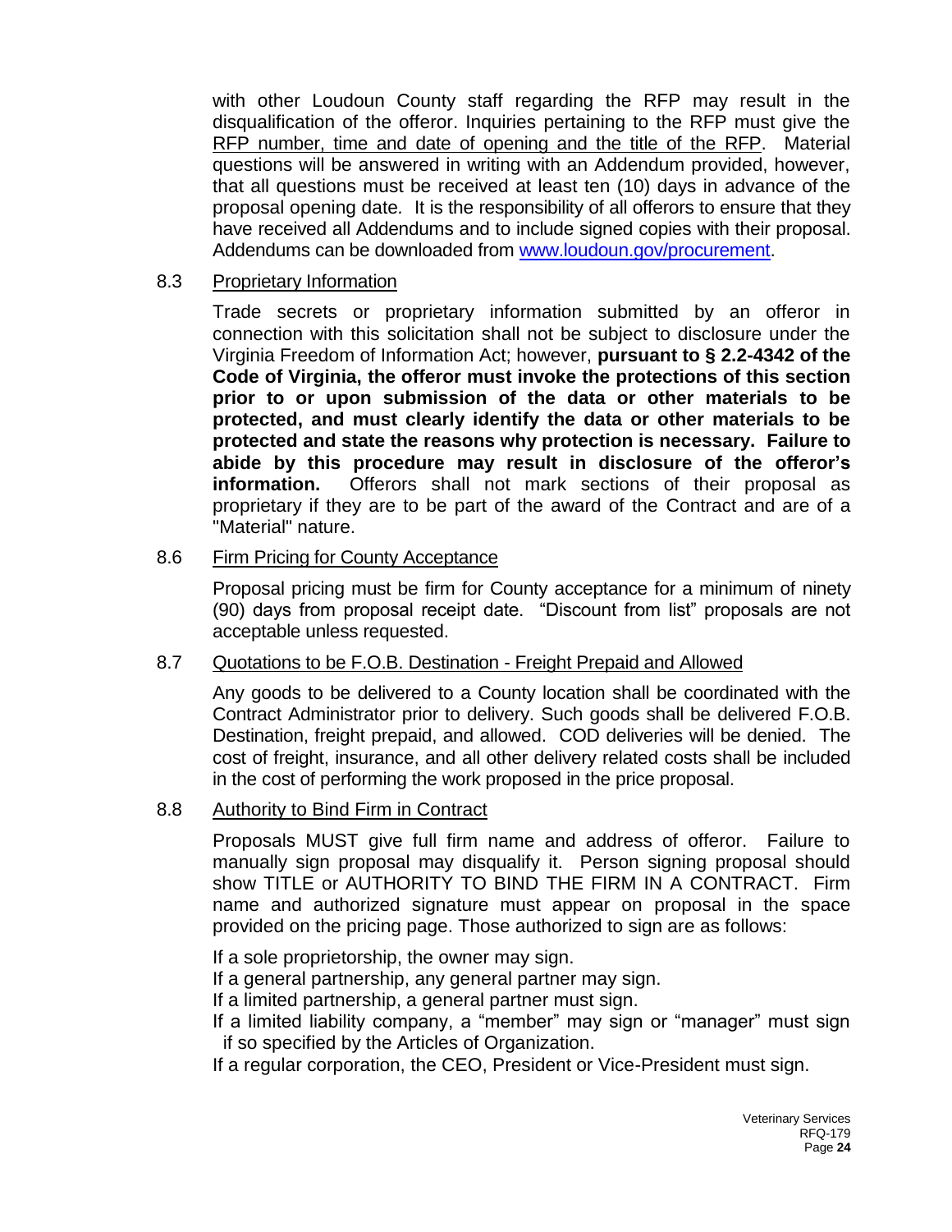with other Loudoun County staff regarding the RFP may result in the disqualification of the offeror. Inquiries pertaining to the RFP must give the RFP number, time and date of opening and the title of the RFP. Material questions will be answered in writing with an Addendum provided, however, that all questions must be received at least ten (10) days in advance of the proposal opening date. It is the responsibility of all offerors to ensure that they have received all Addendums and to include signed copies with their proposal. Addendums can be downloaded from [www.loudoun.gov/procurement](http://www.loudoun.gov/procurement).

8.3 Proprietary Information

Trade secrets or proprietary information submitted by an offeror in connection with this solicitation shall not be subject to disclosure under the Virginia Freedom of Information Act; however, **pursuant to § 2.2-4342 of the Code of Virginia, the offeror must invoke the protections of this section prior to or upon submission of the data or other materials to be protected, and must clearly identify the data or other materials to be protected and state the reasons why protection is necessary. Failure to abide by this procedure may result in disclosure of the offeror's information.** Offerors shall not mark sections of their proposal as proprietary if they are to be part of the award of the Contract and are of a "Material" nature.

8.6 Firm Pricing for County Acceptance

Proposal pricing must be firm for County acceptance for a minimum of ninety (90) days from proposal receipt date. "Discount from list" proposals are not acceptable unless requested.

8.7 Quotations to be F.O.B. Destination - Freight Prepaid and Allowed

Any goods to be delivered to a County location shall be coordinated with the Contract Administrator prior to delivery. Such goods shall be delivered F.O.B. Destination, freight prepaid, and allowed. COD deliveries will be denied. The cost of freight, insurance, and all other delivery related costs shall be included in the cost of performing the work proposed in the price proposal.

8.8 Authority to Bind Firm in Contract

Proposals MUST give full firm name and address of offeror. Failure to manually sign proposal may disqualify it. Person signing proposal should show TITLE or AUTHORITY TO BIND THE FIRM IN A CONTRACT. Firm name and authorized signature must appear on proposal in the space provided on the pricing page. Those authorized to sign are as follows:

If a sole proprietorship, the owner may sign.
If a general partnership, any general partner may sign.
If a limited partnership, a general partner must sign.
If a limited liability company, a "member" may sign or "manager" must sign if so specified by the Articles of Organization.
If a regular corporation, the CEO, President or Vice-President must sign.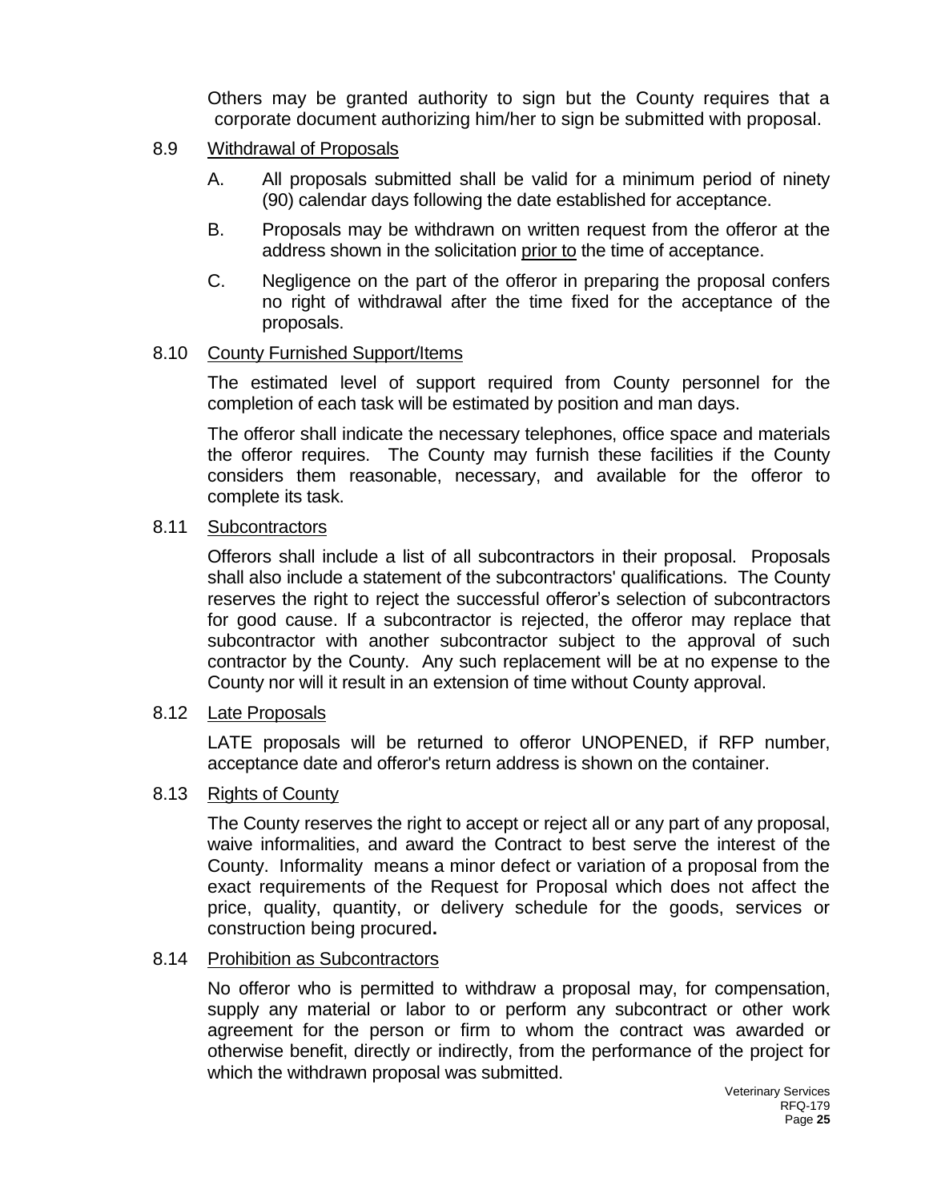Others may be granted authority to sign but the County requires that a corporate document authorizing him/her to sign be submitted with proposal.

8.9 Withdrawal of Proposals

A. All proposals submitted shall be valid for a minimum period of ninety (90) calendar days following the date established for acceptance.

B. Proposals may be withdrawn on written request from the offeror at the address shown in the solicitation prior to the time of acceptance.

C. Negligence on the part of the offeror in preparing the proposal confers no right of withdrawal after the time fixed for the acceptance of the proposals.

8.10 County Furnished Support/Items

The estimated level of support required from County personnel for the completion of each task will be estimated by position and man days.

The offeror shall indicate the necessary telephones, office space and materials the offeror requires. The County may furnish these facilities if the County considers them reasonable, necessary, and available for the offeror to complete its task.

8.11 Subcontractors

Offerors shall include a list of all subcontractors in their proposal. Proposals shall also include a statement of the subcontractors' qualifications. The County reserves the right to reject the successful offeror's selection of subcontractors for good cause. If a subcontractor is rejected, the offeror may replace that subcontractor with another subcontractor subject to the approval of such contractor by the County. Any such replacement will be at no expense to the County nor will it result in an extension of time without County approval.

8.12 Late Proposals

LATE proposals will be returned to offeror UNOPENED, if RFP number, acceptance date and offeror's return address is shown on the container.

8.13 Rights of County

The County reserves the right to accept or reject all or any part of any proposal, waive informalities, and award the Contract to best serve the interest of the County. Informality means a minor defect or variation of a proposal from the exact requirements of the Request for Proposal which does not affect the price, quality, quantity, or delivery schedule for the goods, services or construction being procured**.**

8.14 Prohibition as Subcontractors

No offeror who is permitted to withdraw a proposal may, for compensation, supply any material or labor to or perform any subcontract or other work agreement for the person or firm to whom the contract was awarded or otherwise benefit, directly or indirectly, from the performance of the project for which the withdrawn proposal was submitted.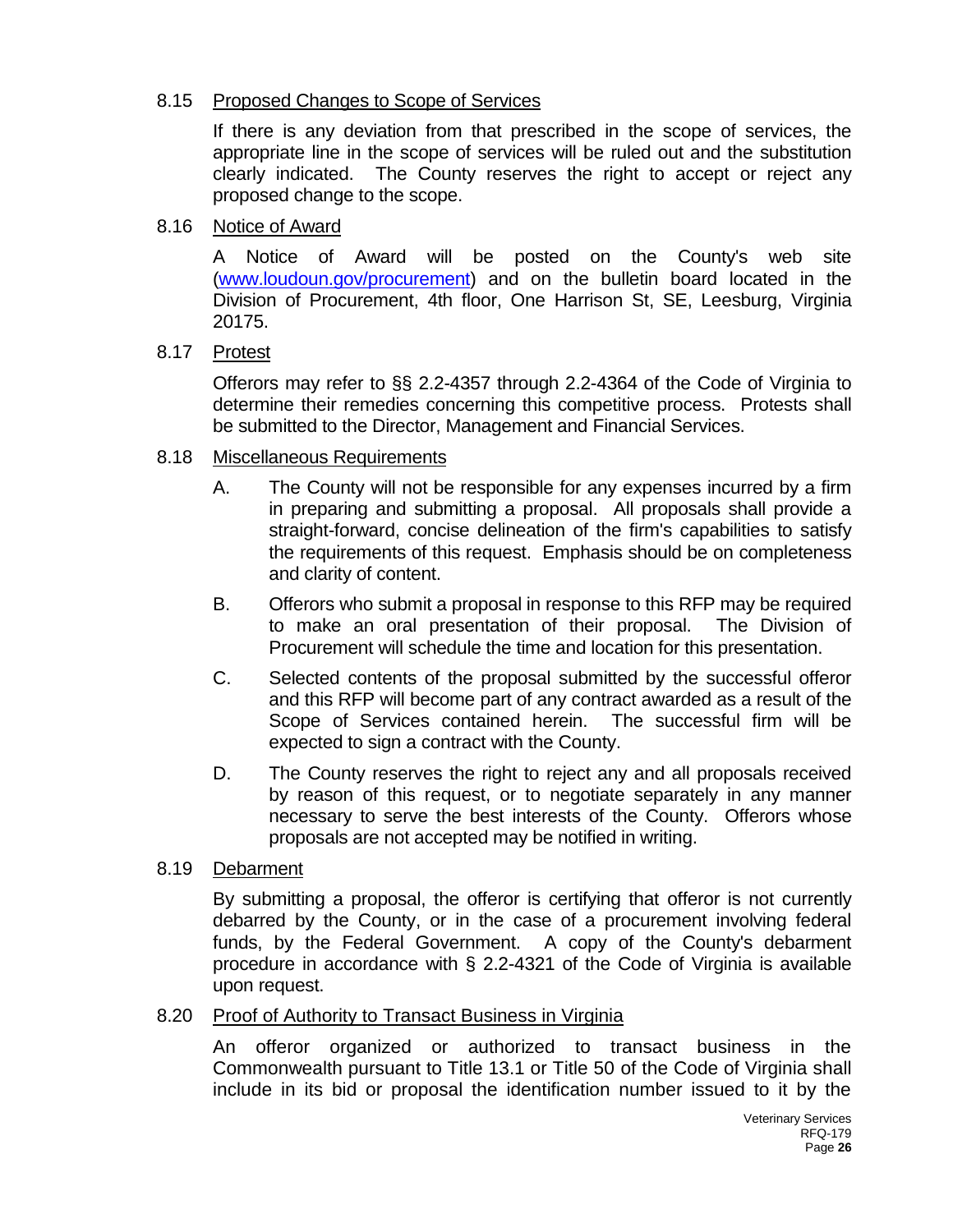### 8.15 Proposed Changes to Scope of Services

If there is any deviation from that prescribed in the scope of services, the appropriate line in the scope of services will be ruled out and the substitution clearly indicated. The County reserves the right to accept or reject any proposed change to the scope.

### 8.16 Notice of Award

A Notice of Award will be posted on the County's web site (www.loudoun.gov/procurement) and on the bulletin board located in the Division of Procurement, 4th floor, One Harrison St, SE, Leesburg, Virginia 20175.

### 8.17 Protest

Offerors may refer to §§ 2.2-4357 through 2.2-4364 of the Code of Virginia to determine their remedies concerning this competitive process. Protests shall be submitted to the Director, Management and Financial Services.

### 8.18 Miscellaneous Requirements

A. The County will not be responsible for any expenses incurred by a firm in preparing and submitting a proposal. All proposals shall provide a straight-forward, concise delineation of the firm's capabilities to satisfy the requirements of this request. Emphasis should be on completeness and clarity of content.

B. Offerors who submit a proposal in response to this RFP may be required to make an oral presentation of their proposal. The Division of Procurement will schedule the time and location for this presentation.

C. Selected contents of the proposal submitted by the successful offeror and this RFP will become part of any contract awarded as a result of the Scope of Services contained herein. The successful firm will be expected to sign a contract with the County.

D. The County reserves the right to reject any and all proposals received by reason of this request, or to negotiate separately in any manner necessary to serve the best interests of the County. Offerors whose proposals are not accepted may be notified in writing.

### 8.19 Debarment

By submitting a proposal, the offeror is certifying that offeror is not currently debarred by the County, or in the case of a procurement involving federal funds, by the Federal Government. A copy of the County's debarment procedure in accordance with § 2.2-4321 of the Code of Virginia is available upon request.

### 8.20 Proof of Authority to Transact Business in Virginia

An offeror organized or authorized to transact business in the Commonwealth pursuant to Title 13.1 or Title 50 of the Code of Virginia shall include in its bid or proposal the identification number issued to it by the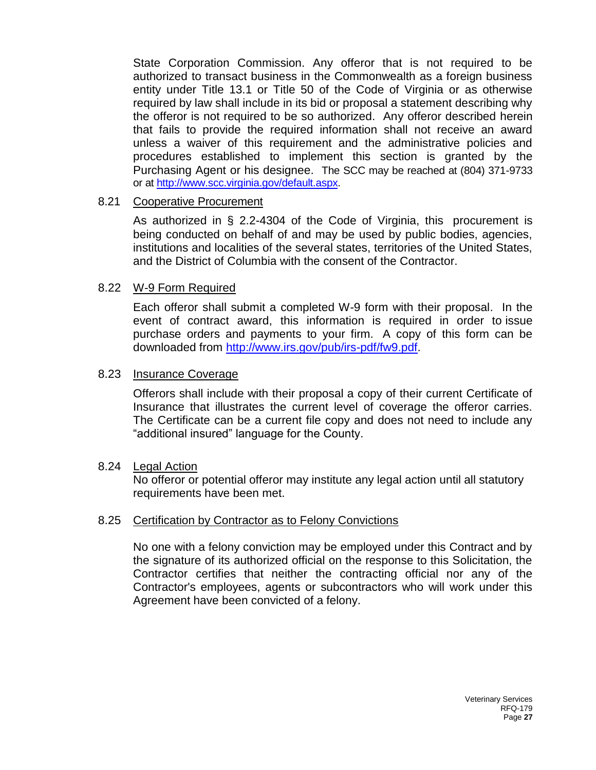State Corporation Commission. Any offeror that is not required to be authorized to transact business in the Commonwealth as a foreign business entity under Title 13.1 or Title 50 of the Code of Virginia or as otherwise required by law shall include in its bid or proposal a statement describing why the offeror is not required to be so authorized. Any offeror described herein that fails to provide the required information shall not receive an award unless a waiver of this requirement and the administrative policies and procedures established to implement this section is granted by the Purchasing Agent or his designee. The SCC may be reached at (804) 371-9733 or at http://www.scc.virginia.gov/default.aspx.

8.21 Cooperative Procurement

As authorized in § 2.2-4304 of the Code of Virginia, this procurement is being conducted on behalf of and may be used by public bodies, agencies, institutions and localities of the several states, territories of the United States, and the District of Columbia with the consent of the Contractor.

8.22 W-9 Form Required

Each offeror shall submit a completed W-9 form with their proposal. In the event of contract award, this information is required in order to issue purchase orders and payments to your firm. A copy of this form can be downloaded from http://www.irs.gov/pub/irs-pdf/fw9.pdf.

8.23 Insurance Coverage

Offerors shall include with their proposal a copy of their current Certificate of Insurance that illustrates the current level of coverage the offeror carries. The Certificate can be a current file copy and does not need to include any "additional insured" language for the County.

8.24 Legal Action

No offeror or potential offeror may institute any legal action until all statutory requirements have been met.

8.25 Certification by Contractor as to Felony Convictions

No one with a felony conviction may be employed under this Contract and by the signature of its authorized official on the response to this Solicitation, the Contractor certifies that neither the contracting official nor any of the Contractor's employees, agents or subcontractors who will work under this Agreement have been convicted of a felony.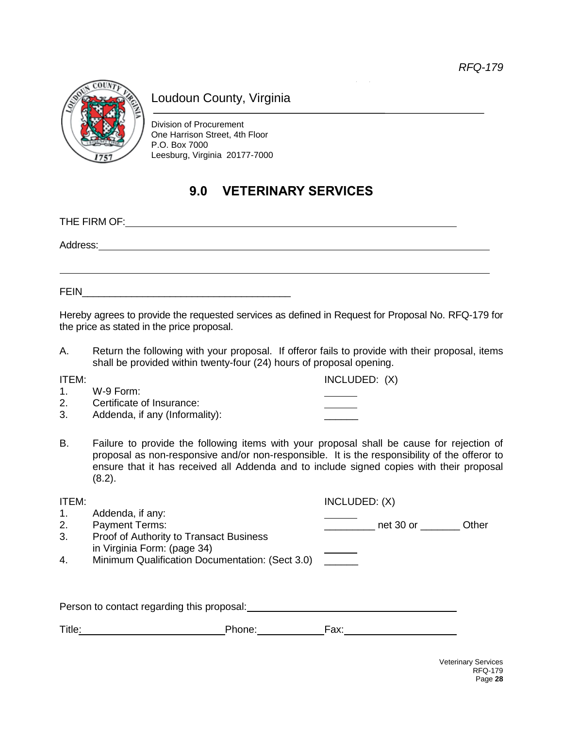*RFQ-179*

Loudoun County, Virginia

Division of Procurement
One Harrison Street, 4th Floor
P.O. Box 7000
Leesburg, Virginia 20177-7000

## 9.0 VETERINARY SERVICES

THE FIRM OF: ____________________________________________

Address: ____________________________________________

____________________________________________

FEIN ______________________________________

Hereby agrees to provide the requested services as defined in Request for Proposal No. RFQ-179 for the price as stated in the price proposal.

A. Return the following with your proposal. If offeror fails to provide with their proposal, items shall be provided within twenty-four (24) hours of proposal opening.

| ITEM: | | INCLUDED: (X) |
|---|---|---|
| 1. | W-9 Form: | ______ |
| 2. | Certificate of Insurance: | ______ |
| 3. | Addenda, if any (Informality): | ______ |

B. Failure to provide the following items with your proposal shall be cause for rejection of proposal as non-responsive and/or non-responsible. It is the responsibility of the offeror to ensure that it has received all Addenda and to include signed copies with their proposal (8.2).

| ITEM: | | INCLUDED: (X) |
|---|---|---|
| 1. | Addenda, if any: | ______ |
| 2. | Payment Terms: | _________ net 30 or _______ Other |
| 3. | Proof of Authority to Transact Business in Virginia Form: (page 34) | ______ |
| 4. | Minimum Qualification Documentation: (Sect 3.0) | ______ |

Person to contact regarding this proposal: ______________________________

Title: ____________________ Phone: ____________ Fax: ____________________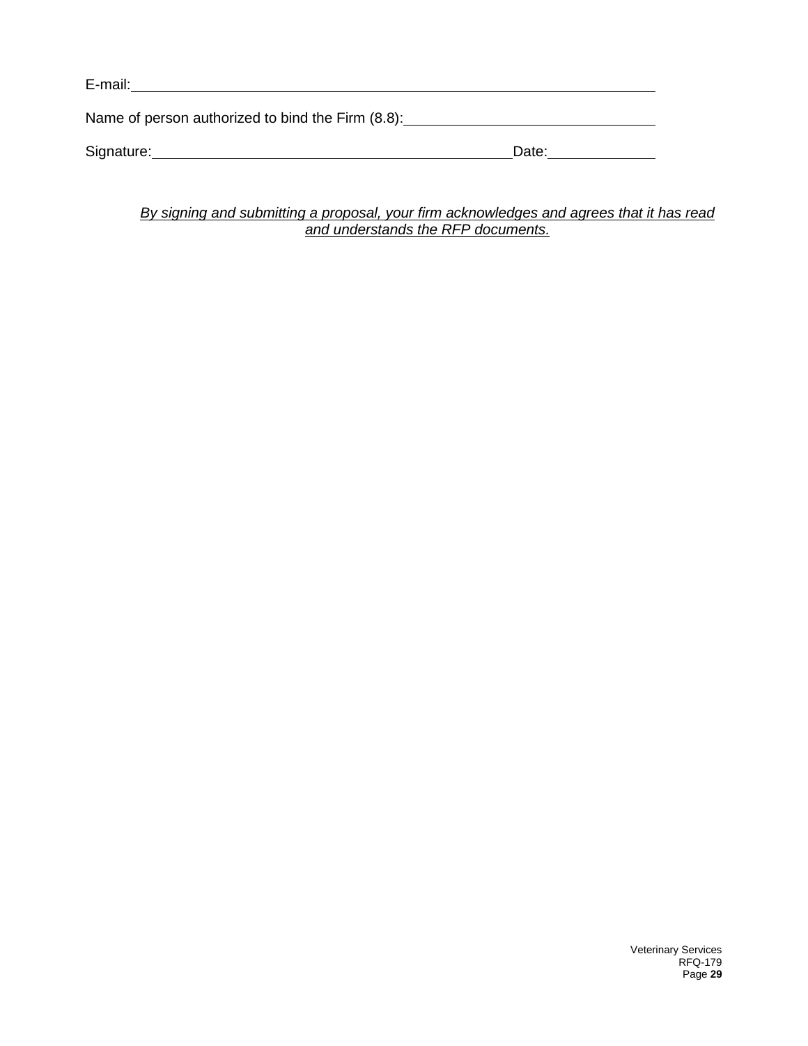E-mail: ______________________________________________________________

Name of person authorized to bind the Firm (8.8): ______________________________

Signature: ____________________________________________ Date: ____________

*By signing and submitting a proposal, your firm acknowledges and agrees that it has read and understands the RFP documents.*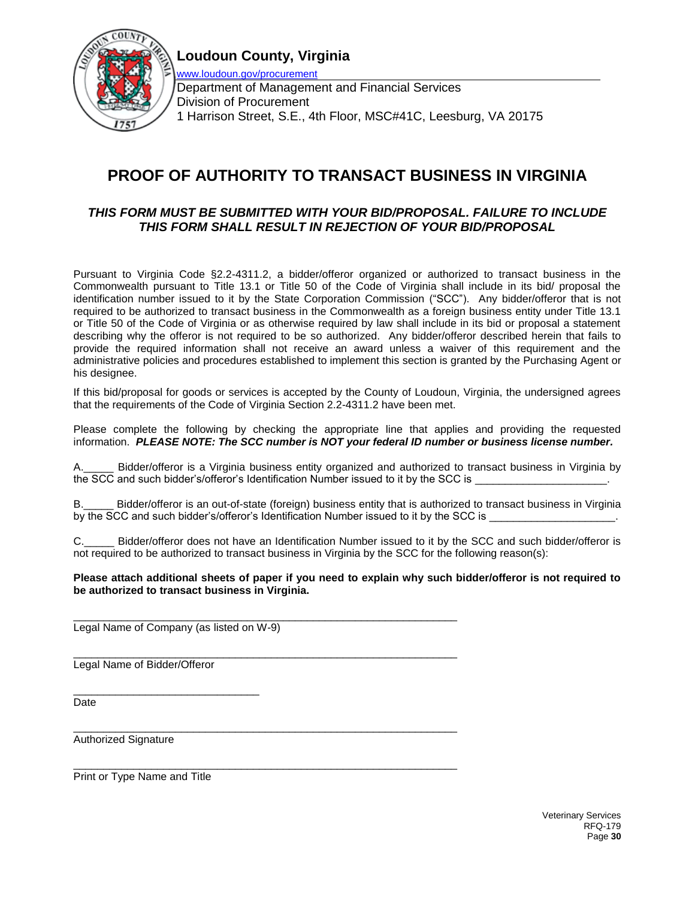**Loudoun County, Virginia**

www.loudoun.gov/procurement

Department of Management and Financial Services
Division of Procurement
1 Harrison Street, S.E., 4th Floor, MSC#41C, Leesburg, VA 20175

# PROOF OF AUTHORITY TO TRANSACT BUSINESS IN VIRGINIA

***THIS FORM MUST BE SUBMITTED WITH YOUR BID/PROPOSAL. FAILURE TO INCLUDE THIS FORM SHALL RESULT IN REJECTION OF YOUR BID/PROPOSAL***

Pursuant to Virginia Code §2.2-4311.2, a bidder/offeror organized or authorized to transact business in the Commonwealth pursuant to Title 13.1 or Title 50 of the Code of Virginia shall include in its bid/ proposal the identification number issued to it by the State Corporation Commission ("SCC"). Any bidder/offeror that is not required to be authorized to transact business in the Commonwealth as a foreign business entity under Title 13.1 or Title 50 of the Code of Virginia or as otherwise required by law shall include in its bid or proposal a statement describing why the offeror is not required to be so authorized. Any bidder/offeror described herein that fails to provide the required information shall not receive an award unless a waiver of this requirement and the administrative policies and procedures established to implement this section is granted by the Purchasing Agent or his designee.

If this bid/proposal for goods or services is accepted by the County of Loudoun, Virginia, the undersigned agrees that the requirements of the Code of Virginia Section 2.2-4311.2 have been met.

Please complete the following by checking the appropriate line that applies and providing the requested information. ***PLEASE NOTE: The SCC number is NOT your federal ID number or business license number.***

A.\_\_\_\_\_ Bidder/offeror is a Virginia business entity organized and authorized to transact business in Virginia by the SCC and such bidder's/offeror's Identification Number issued to it by the SCC is \_\_\_\_\_\_\_\_\_\_\_\_\_\_\_\_\_\_\_\_\_\_.

B.\_\_\_\_\_ Bidder/offeror is an out-of-state (foreign) business entity that is authorized to transact business in Virginia by the SCC and such bidder's/offeror's Identification Number issued to it by the SCC is \_\_\_\_\_\_\_\_\_\_\_\_\_\_\_\_\_\_\_\_\_.

C.\_\_\_\_\_ Bidder/offeror does not have an Identification Number issued to it by the SCC and such bidder/offeror is not required to be authorized to transact business in Virginia by the SCC for the following reason(s):

**Please attach additional sheets of paper if you need to explain why such bidder/offeror is not required to be authorized to transact business in Virginia.**

\_\_\_\_\_\_\_\_\_\_\_\_\_\_\_\_\_\_\_\_\_\_\_\_\_\_\_\_\_\_\_\_\_\_\_\_\_\_\_\_\_\_\_\_\_\_\_\_\_\_\_\_\_\_\_\_\_\_\_\_\_\_
Legal Name of Company (as listed on W-9)

\_\_\_\_\_\_\_\_\_\_\_\_\_\_\_\_\_\_\_\_\_\_\_\_\_\_\_\_\_\_\_\_\_\_\_\_\_\_\_\_\_\_\_\_\_\_\_\_\_\_\_\_\_\_\_\_\_\_\_\_\_\_
Legal Name of Bidder/Offeror

\_\_\_\_\_\_\_\_\_\_\_\_\_\_\_\_\_\_\_\_\_\_\_\_\_\_\_\_\_\_\_\_
Date

\_\_\_\_\_\_\_\_\_\_\_\_\_\_\_\_\_\_\_\_\_\_\_\_\_\_\_\_\_\_\_\_\_\_\_\_\_\_\_\_\_\_\_\_\_\_\_\_\_\_\_\_\_\_\_\_\_\_\_\_\_\_
Authorized Signature

\_\_\_\_\_\_\_\_\_\_\_\_\_\_\_\_\_\_\_\_\_\_\_\_\_\_\_\_\_\_\_\_\_\_\_\_\_\_\_\_\_\_\_\_\_\_\_\_\_\_\_\_\_\_\_\_\_\_\_\_\_\_
Print or Type Name and Title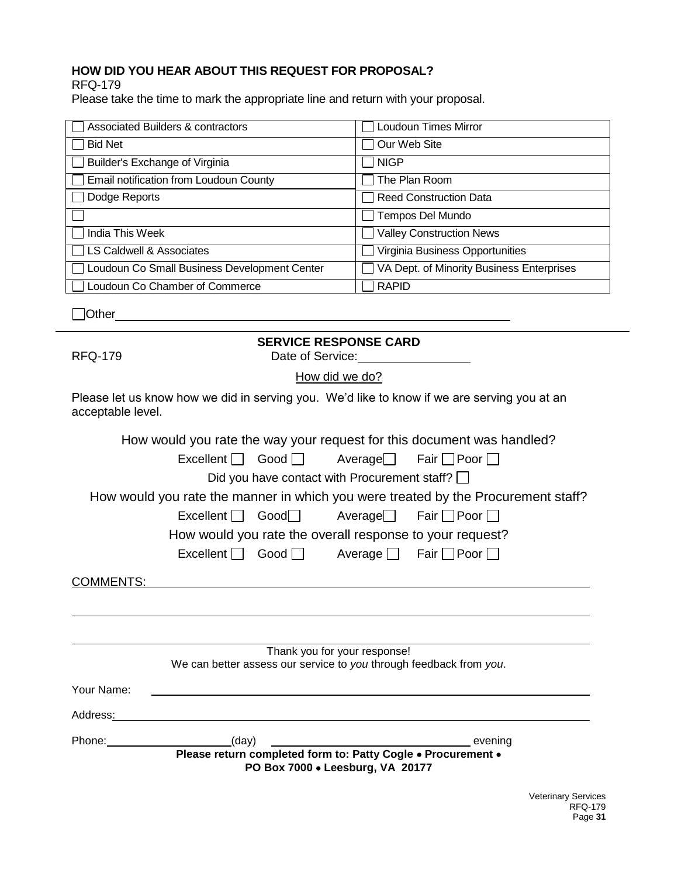**HOW DID YOU HEAR ABOUT THIS REQUEST FOR PROPOSAL?**

RFQ-179

Please take the time to mark the appropriate line and return with your proposal.

| | |
|---|---|
| ☐ Associated Builders & contractors | ☐ Loudoun Times Mirror |
| ☐ Bid Net | ☐ Our Web Site |
| ☐ Builder's Exchange of Virginia | ☐ NIGP |
| ☐ Email notification from Loudoun County | ☐ The Plan Room |
| ☐ Dodge Reports | ☐ Reed Construction Data |
| ☐ | ☐ Tempos Del Mundo |
| ☐ India This Week | ☐ Valley Construction News |
| ☐ LS Caldwell & Associates | ☐ Virginia Business Opportunities |
| ☐ Loudoun Co Small Business Development Center | ☐ VA Dept. of Minority Business Enterprises |
| ☐ Loudoun Co Chamber of Commerce | ☐ RAPID |

☐ Other ____________________________________________

---

**SERVICE RESPONSE CARD**

RFQ-179 Date of Service: ________________

How did we do?

Please let us know how we did in serving you. We'd like to know if we are serving you at an acceptable level.

How would you rate the way your request for this document was handled?

Excellent ☐ Good ☐ Average ☐ Fair ☐ Poor ☐

Did you have contact with Procurement staff? ☐

How would you rate the manner in which you were treated by the Procurement staff?

Excellent ☐ Good ☐ Average ☐ Fair ☐ Poor ☐

How would you rate the overall response to your request?

Excellent ☐ Good ☐ Average ☐ Fair ☐ Poor ☐

COMMENTS: ____________________________________________

____________________________________________

____________________________________________

Thank you for your response!

We can better assess our service to *you* through feedback from *you*.

Your Name: ____________________________________________

Address: ____________________________________________

Phone: ____________________(day) ______________________________ evening

**Please return completed form to: Patty Cogle • Procurement •**
**PO Box 7000 • Leesburg, VA 20177**

Veterinary Services
RFQ-179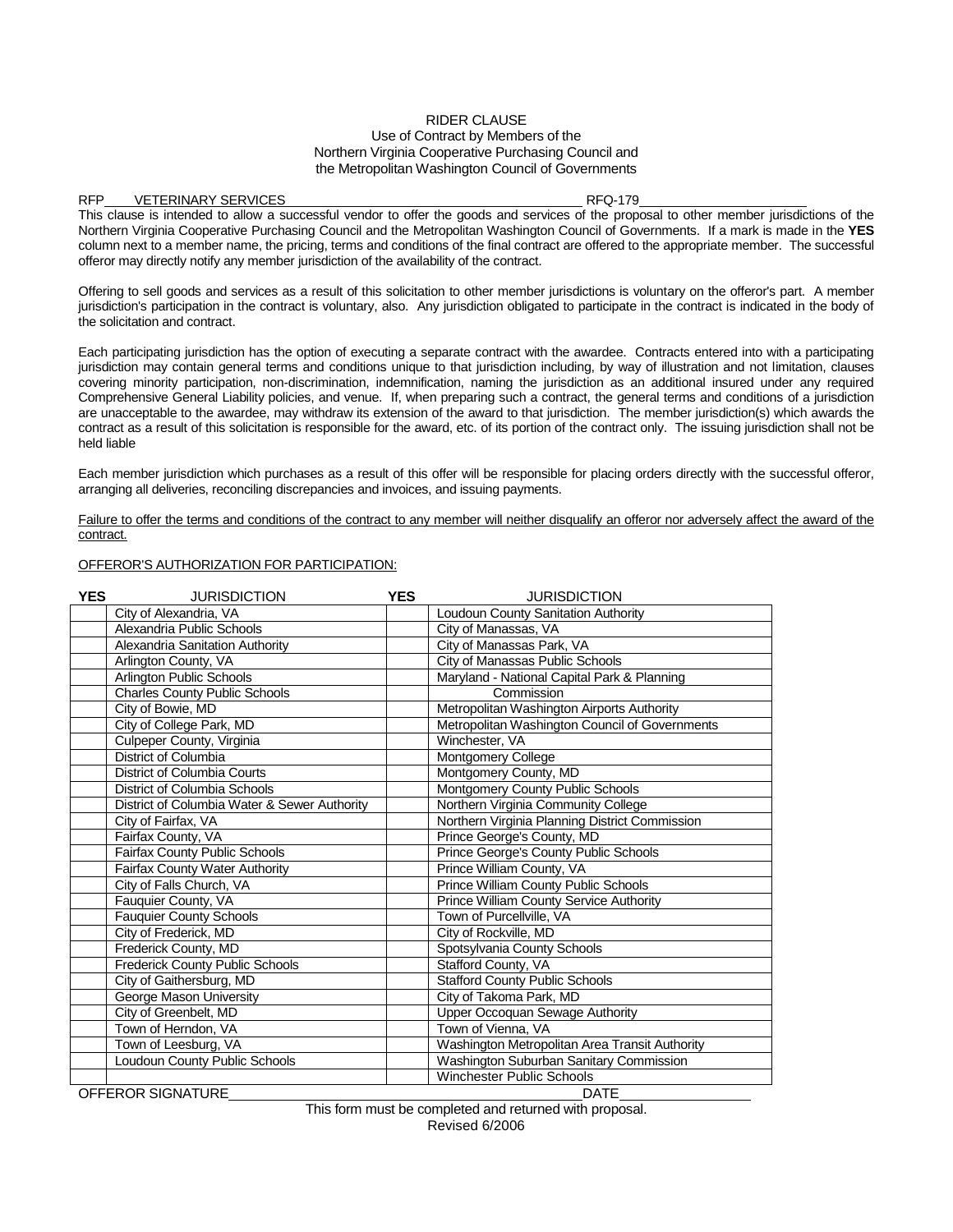RIDER CLAUSE
Use of Contract by Members of the
Northern Virginia Cooperative Purchasing Council and
the Metropolitan Washington Council of Governments

RFP VETERINARY SERVICES RFQ-179

This clause is intended to allow a successful vendor to offer the goods and services of the proposal to other member jurisdictions of the Northern Virginia Cooperative Purchasing Council and the Metropolitan Washington Council of Governments. If a mark is made in the **YES** column next to a member name, the pricing, terms and conditions of the final contract are offered to the appropriate member. The successful offeror may directly notify any member jurisdiction of the availability of the contract.

Offering to sell goods and services as a result of this solicitation to other member jurisdictions is voluntary on the offeror's part. A member jurisdiction's participation in the contract is voluntary, also. Any jurisdiction obligated to participate in the contract is indicated in the body of the solicitation and contract.

Each participating jurisdiction has the option of executing a separate contract with the awardee. Contracts entered into with a participating jurisdiction may contain general terms and conditions unique to that jurisdiction including, by way of illustration and not limitation, clauses covering minority participation, non-discrimination, indemnification, naming the jurisdiction as an additional insured under any required Comprehensive General Liability policies, and venue. If, when preparing such a contract, the general terms and conditions of a jurisdiction are unacceptable to the awardee, may withdraw its extension of the award to that jurisdiction. The member jurisdiction(s) which awards the contract as a result of this solicitation is responsible for the award, etc. of its portion of the contract only. The issuing jurisdiction shall not be held liable

Each member jurisdiction which purchases as a result of this offer will be responsible for placing orders directly with the successful offeror, arranging all deliveries, reconciling discrepancies and invoices, and issuing payments.

<u>Failure to offer the terms and conditions of the contract to any member will neither disqualify an offeror nor adversely affect the award of the contract.</u>

<u>OFFEROR'S AUTHORIZATION FOR PARTICIPATION:</u>

| YES | JURISDICTION | YES | JURISDICTION |
|---|---|---|---|
| | City of Alexandria, VA | | Loudoun County Sanitation Authority |
| | Alexandria Public Schools | | City of Manassas, VA |
| | Alexandria Sanitation Authority | | City of Manassas Park, VA |
| | Arlington County, VA | | City of Manassas Public Schools |
| | Arlington Public Schools | | Maryland - National Capital Park & Planning Commission |
| | Charles County Public Schools | | |
| | City of Bowie, MD | | Metropolitan Washington Airports Authority |
| | City of College Park, MD | | Metropolitan Washington Council of Governments |
| | Culpeper County, Virginia | | Winchester, VA |
| | District of Columbia | | Montgomery College |
| | District of Columbia Courts | | Montgomery County, MD |
| | District of Columbia Schools | | Montgomery County Public Schools |
| | District of Columbia Water & Sewer Authority | | Northern Virginia Community College |
| | City of Fairfax, VA | | Northern Virginia Planning District Commission |
| | Fairfax County, VA | | Prince George's County, MD |
| | Fairfax County Public Schools | | Prince George's County Public Schools |
| | Fairfax County Water Authority | | Prince William County, VA |
| | City of Falls Church, VA | | Prince William County Public Schools |
| | Fauquier County, VA | | Prince William County Service Authority |
| | Fauquier County Schools | | Town of Purcellville, VA |
| | City of Frederick, MD | | City of Rockville, MD |
| | Frederick County, MD | | Spotsylvania County Schools |
| | Frederick County Public Schools | | Stafford County, VA |
| | City of Gaithersburg, MD | | Stafford County Public Schools |
| | George Mason University | | City of Takoma Park, MD |
| | City of Greenbelt, MD | | Upper Occoquan Sewage Authority |
| | Town of Herndon, VA | | Town of Vienna, VA |
| | Town of Leesburg, VA | | Washington Metropolitan Area Transit Authority |
| | Loudoun County Public Schools | | Washington Suburban Sanitary Commission |
| | | | Winchester Public Schools |

OFFEROR SIGNATURE\_\_\_\_\_\_\_\_\_\_\_\_\_\_\_\_\_\_\_\_\_\_\_\_\_\_\_\_\_\_ DATE\_\_\_\_\_\_\_\_\_\_\_\_

This form must be completed and returned with proposal.

Revised 6/2006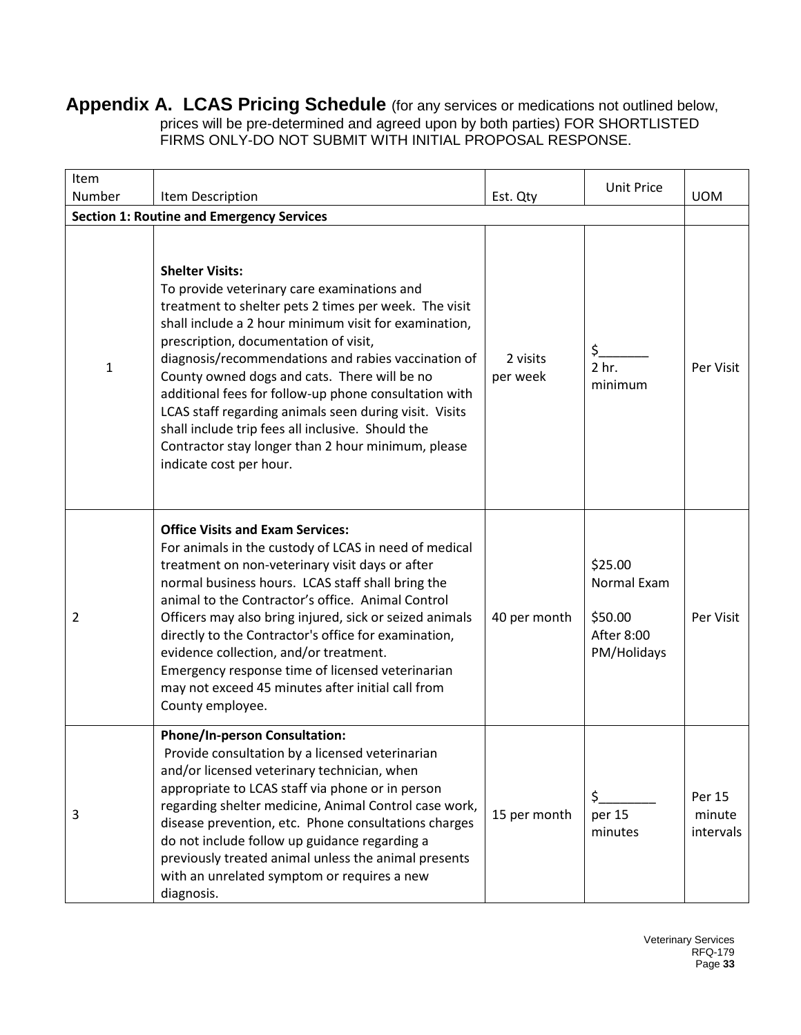## Appendix A. LCAS Pricing Schedule (for any services or medications not outlined below, prices will be pre-determined and agreed upon by both parties) FOR SHORTLISTED FIRMS ONLY-DO NOT SUBMIT WITH INITIAL PROPOSAL RESPONSE.

| Item Number | Item Description | Est. Qty | Unit Price | UOM |
|---|---|---|---|---|
| **Section 1: Routine and Emergency Services** | | | | |
| 1 | **Shelter Visits:**<br>To provide veterinary care examinations and treatment to shelter pets 2 times per week. The visit shall include a 2 hour minimum visit for examination, prescription, documentation of visit, diagnosis/recommendations and rabies vaccination of County owned dogs and cats. There will be no additional fees for follow-up phone consultation with LCAS staff regarding animals seen during visit. Visits shall include trip fees all inclusive. Should the Contractor stay longer than 2 hour minimum, please indicate cost per hour. | 2 visits per week | $_______ 2 hr. minimum | Per Visit |
| 2 | **Office Visits and Exam Services:**<br>For animals in the custody of LCAS in need of medical treatment on non-veterinary visit days or after normal business hours. LCAS staff shall bring the animal to the Contractor's office. Animal Control Officers may also bring injured, sick or seized animals directly to the Contractor's office for examination, evidence collection, and/or treatment.<br>Emergency response time of licensed veterinarian may not exceed 45 minutes after initial call from County employee. | 40 per month | $25.00 Normal Exam<br><br>$50.00 After 8:00 PM/Holidays | Per Visit |
| 3 | **Phone/In-person Consultation:**<br>Provide consultation by a licensed veterinarian and/or licensed veterinary technician, when appropriate to LCAS staff via phone or in person regarding shelter medicine, Animal Control case work, disease prevention, etc. Phone consultations charges do not include follow up guidance regarding a previously treated animal unless the animal presents with an unrelated symptom or requires a new diagnosis. | 15 per month | $________ per 15 minutes | Per 15 minute intervals |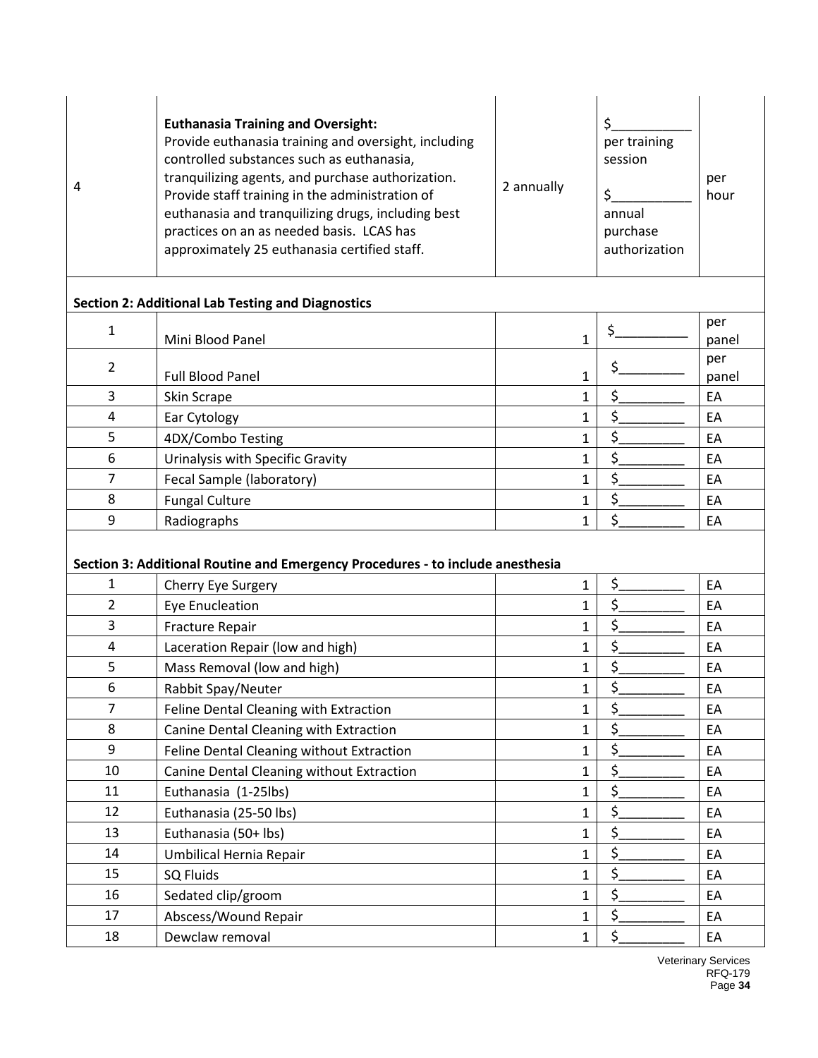| | | | | |
|---|---|---|---|---|
| 4 | **Euthanasia Training and Oversight:** Provide euthanasia training and oversight, including controlled substances such as euthanasia, tranquilizing agents, and purchase authorization. Provide staff training in the administration of euthanasia and tranquilizing drugs, including best practices on an as needed basis. LCAS has approximately 25 euthanasia certified staff. | 2 annually | $\_\_\_\_\_\_\_\_\_\_ per training session<br><br>$\_\_\_\_\_\_\_\_\_\_ annual purchase authorization | per hour |

**Section 2: Additional Lab Testing and Diagnostics**

| | | | | |
|---|---|---|---|---|
| 1 | Mini Blood Panel | 1 | $\_\_\_\_\_\_\_\_\_ | per panel |
| 2 | Full Blood Panel | 1 | $\_\_\_\_\_\_\_\_\_ | per panel |
| 3 | Skin Scrape | 1 | $\_\_\_\_\_\_\_\_\_ | EA |
| 4 | Ear Cytology | 1 | $\_\_\_\_\_\_\_\_\_ | EA |
| 5 | 4DX/Combo Testing | 1 | $\_\_\_\_\_\_\_\_\_ | EA |
| 6 | Urinalysis with Specific Gravity | 1 | $\_\_\_\_\_\_\_\_\_ | EA |
| 7 | Fecal Sample (laboratory) | 1 | $\_\_\_\_\_\_\_\_\_ | EA |
| 8 | Fungal Culture | 1 | $\_\_\_\_\_\_\_\_\_ | EA |
| 9 | Radiographs | 1 | $\_\_\_\_\_\_\_\_\_ | EA |

**Section 3: Additional Routine and Emergency Procedures - to include anesthesia**

| | | | | |
|---|---|---|---|---|
| 1 | Cherry Eye Surgery | 1 | $\_\_\_\_\_\_\_\_\_ | EA |
| 2 | Eye Enucleation | 1 | $\_\_\_\_\_\_\_\_\_ | EA |
| 3 | Fracture Repair | 1 | $\_\_\_\_\_\_\_\_\_ | EA |
| 4 | Laceration Repair (low and high) | 1 | $\_\_\_\_\_\_\_\_\_ | EA |
| 5 | Mass Removal (low and high) | 1 | $\_\_\_\_\_\_\_\_\_ | EA |
| 6 | Rabbit Spay/Neuter | 1 | $\_\_\_\_\_\_\_\_\_ | EA |
| 7 | Feline Dental Cleaning with Extraction | 1 | $\_\_\_\_\_\_\_\_\_ | EA |
| 8 | Canine Dental Cleaning with Extraction | 1 | $\_\_\_\_\_\_\_\_\_ | EA |
| 9 | Feline Dental Cleaning without Extraction | 1 | $\_\_\_\_\_\_\_\_\_ | EA |
| 10 | Canine Dental Cleaning without Extraction | 1 | $\_\_\_\_\_\_\_\_\_ | EA |
| 11 | Euthanasia (1-25lbs) | 1 | $\_\_\_\_\_\_\_\_\_ | EA |
| 12 | Euthanasia (25-50 lbs) | 1 | $\_\_\_\_\_\_\_\_\_ | EA |
| 13 | Euthanasia (50+ lbs) | 1 | $\_\_\_\_\_\_\_\_\_ | EA |
| 14 | Umbilical Hernia Repair | 1 | $\_\_\_\_\_\_\_\_\_ | EA |
| 15 | SQ Fluids | 1 | $\_\_\_\_\_\_\_\_\_ | EA |
| 16 | Sedated clip/groom | 1 | $\_\_\_\_\_\_\_\_\_ | EA |
| 17 | Abscess/Wound Repair | 1 | $\_\_\_\_\_\_\_\_\_ | EA |
| 18 | Dewclaw removal | 1 | $\_\_\_\_\_\_\_\_\_ | EA |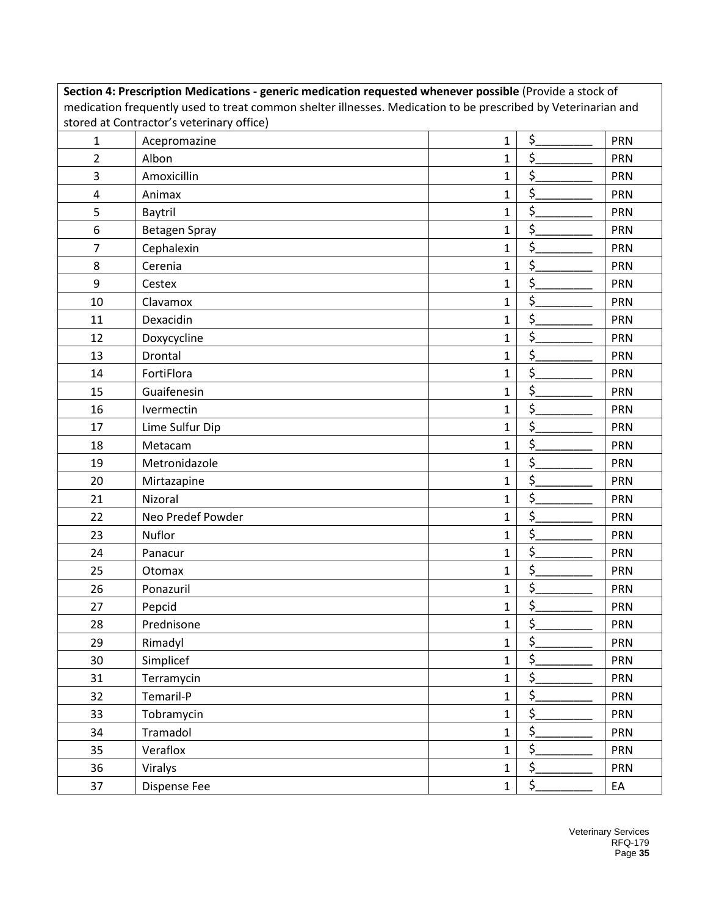| **Section 4: Prescription Medications - generic medication requested whenever possible** (Provide a stock of medication frequently used to treat common shelter illnesses. Medication to be prescribed by Veterinarian and stored at Contractor's veterinary office) | | | | |
|---|---|---|---|---|
| 1 | Acepromazine | 1 | $_________ | PRN |
| 2 | Albon | 1 | $_________ | PRN |
| 3 | Amoxicillin | 1 | $_________ | PRN |
| 4 | Animax | 1 | $_________ | PRN |
| 5 | Baytril | 1 | $_________ | PRN |
| 6 | Betagen Spray | 1 | $_________ | PRN |
| 7 | Cephalexin | 1 | $_________ | PRN |
| 8 | Cerenia | 1 | $_________ | PRN |
| 9 | Cestex | 1 | $_________ | PRN |
| 10 | Clavamox | 1 | $_________ | PRN |
| 11 | Dexacidin | 1 | $_________ | PRN |
| 12 | Doxycycline | 1 | $_________ | PRN |
| 13 | Drontal | 1 | $_________ | PRN |
| 14 | FortiFlora | 1 | $_________ | PRN |
| 15 | Guaifenesin | 1 | $_________ | PRN |
| 16 | Ivermectin | 1 | $_________ | PRN |
| 17 | Lime Sulfur Dip | 1 | $_________ | PRN |
| 18 | Metacam | 1 | $_________ | PRN |
| 19 | Metronidazole | 1 | $_________ | PRN |
| 20 | Mirtazapine | 1 | $_________ | PRN |
| 21 | Nizoral | 1 | $_________ | PRN |
| 22 | Neo Predef Powder | 1 | $_________ | PRN |
| 23 | Nuflor | 1 | $_________ | PRN |
| 24 | Panacur | 1 | $_________ | PRN |
| 25 | Otomax | 1 | $_________ | PRN |
| 26 | Ponazuril | 1 | $_________ | PRN |
| 27 | Pepcid | 1 | $_________ | PRN |
| 28 | Prednisone | 1 | $_________ | PRN |
| 29 | Rimadyl | 1 | $_________ | PRN |
| 30 | Simplicef | 1 | $_________ | PRN |
| 31 | Terramycin | 1 | $_________ | PRN |
| 32 | Temaril-P | 1 | $_________ | PRN |
| 33 | Tobramycin | 1 | $_________ | PRN |
| 34 | Tramadol | 1 | $_________ | PRN |
| 35 | Veraflox | 1 | $_________ | PRN |
| 36 | Viralys | 1 | $_________ | PRN |
| 37 | Dispense Fee | 1 | $_________ | EA |

Veterinary Services
RFQ-179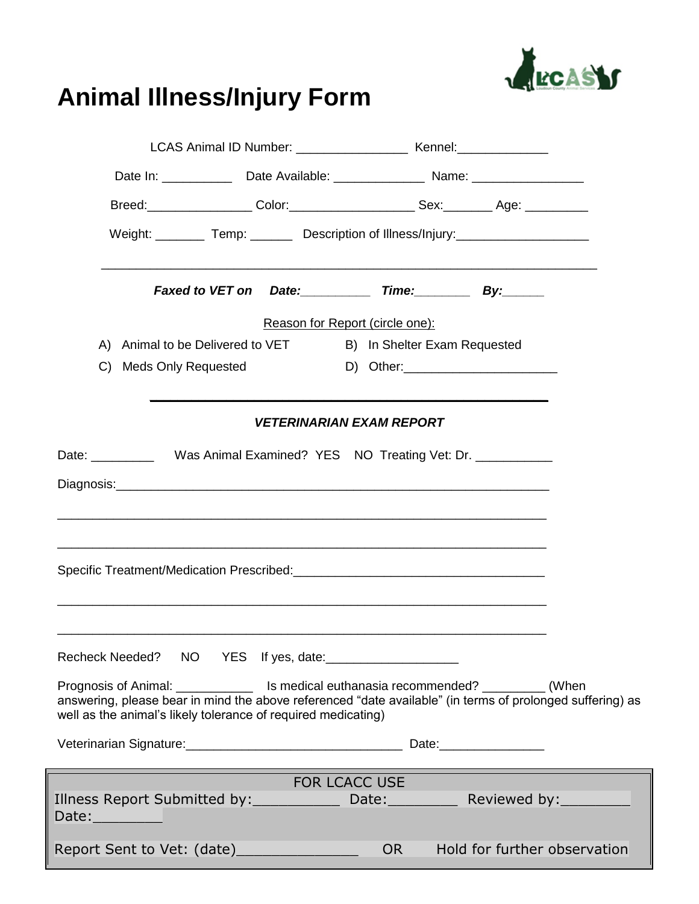# Animal Illness/Injury Form

LCAS Animal ID Number: ________________ Kennel:_____________

Date In: __________ Date Available: _____________ Name: ________________

Breed:_______________ Color:__________________ Sex:_______ Age: _________

Weight: _______ Temp: ______ Description of Illness/Injury:___________________

______________________________________________________________________

***Faxed to VET on Date:__________ Time:________ By:______***

Reason for Report (circle one):

A) Animal to be Delivered to VET
B) In Shelter Exam Requested
C) Meds Only Requested
D) Other:______________________

***VETERINARIAN EXAM REPORT***

Date: _________ Was Animal Examined? YES NO Treating Vet: Dr. ___________

Diagnosis:_________________________________________________________________

______________________________________________________________________

______________________________________________________________________

Specific Treatment/Medication Prescribed:____________________________________

______________________________________________________________________

______________________________________________________________________

Recheck Needed? NO YES If yes, date:___________________

Prognosis of Animal: ___________ Is medical euthanasia recommended? _________ (When answering, please bear in mind the above referenced "date available" (in terms of prolonged suffering) as well as the animal's likely tolerance of required medicating)

Veterinarian Signature:_______________________________ Date:_______________

FOR LCACC USE

Illness Report Submitted by:__________ Date:________ Reviewed by:________ Date:________

Report Sent to Vet: (date)______________ OR Hold for further observation